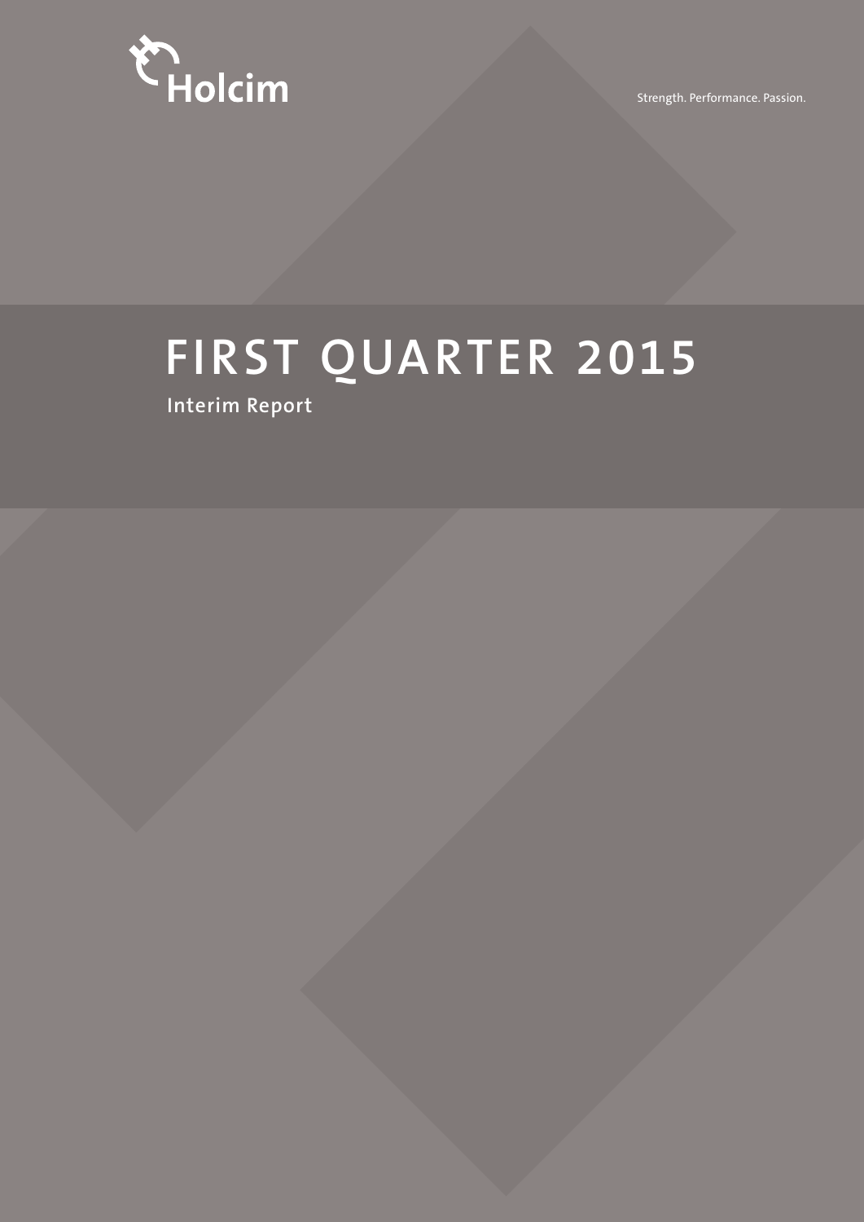Holcim

Strength. Performance. Passion.

# FIRST QUARTER 2015

## Interim Report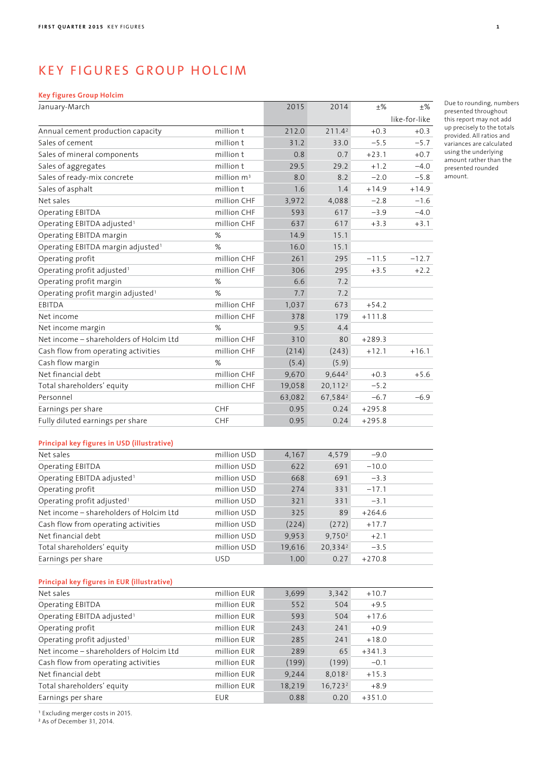# KEY FIGURES GROUP HOLCIM

**Key figures Group Holcim**

| January-March | | 2015 | 2014 | ±% | ±% like-for-like |
|---|---|---|---|---|---|
| Annual cement production capacity | million t | 212.0 | 211.4[2] | +0.3 | +0.3 |
| Sales of cement | million t | 31.2 | 33.0 | −5.5 | −5.7 |
| Sales of mineral components | million t | 0.8 | 0.7 | +23.1 | +0.7 |
| Sales of aggregates | million t | 29.5 | 29.2 | +1.2 | −4.0 |
| Sales of ready-mix concrete | million $m^3$ | 8.0 | 8.2 | −2.0 | −5.8 |
| Sales of asphalt | million t | 1.6 | 1.4 | +14.9 | +14.9 |
| Net sales | million CHF | 3,972 | 4,088 | −2.8 | −1.6 |
| Operating EBITDA | million CHF | 593 | 617 | −3.9 | −4.0 |
| Operating EBITDA adjusted[1] | million CHF | 637 | 617 | +3.3 | +3.1 |
| Operating EBITDA margin | % | 14.9 | 15.1 | | |
| Operating EBITDA margin adjusted[1] | % | 16.0 | 15.1 | | |
| Operating profit | million CHF | 261 | 295 | −11.5 | −12.7 |
| Operating profit adjusted[1] | million CHF | 306 | 295 | +3.5 | +2.2 |
| Operating profit margin | % | 6.6 | 7.2 | | |
| Operating profit margin adjusted[1] | % | 7.7 | 7.2 | | |
| EBITDA | million CHF | 1,037 | 673 | +54.2 | |
| Net income | million CHF | 378 | 179 | +111.8 | |
| Net income margin | % | 9.5 | 4.4 | | |
| Net income – shareholders of Holcim Ltd | million CHF | 310 | 80 | +289.3 | |
| Cash flow from operating activities | million CHF | (214) | (243) | +12.1 | +16.1 |
| Cash flow margin | % | (5.4) | (5.9) | | |
| Net financial debt | million CHF | 9,670 | 9,644[2] | +0.3 | +5.6 |
| Total shareholders' equity | million CHF | 19,058 | 20,112[2] | −5.2 | |
| Personnel | | 63,082 | 67,584[2] | −6.7 | −6.9 |
| Earnings per share | CHF | 0.95 | 0.24 | +295.8 | |
| Fully diluted earnings per share | CHF | 0.95 | 0.24 | +295.8 | |

Due to rounding, numbers presented throughout this report may not add up precisely to the totals provided. All ratios and variances are calculated using the underlying amount rather than the presented rounded amount.

**Principal key figures in USD (illustrative)**

| | | 2015 | 2014 | ±% |
|---|---|---|---|---|
| Net sales | million USD | 4,167 | 4,579 | −9.0 |
| Operating EBITDA | million USD | 622 | 691 | −10.0 |
| Operating EBITDA adjusted[1] | million USD | 668 | 691 | −3.3 |
| Operating profit | million USD | 274 | 331 | −17.1 |
| Operating profit adjusted[1] | million USD | 321 | 331 | −3.1 |
| Net income – shareholders of Holcim Ltd | million USD | 325 | 89 | +264.6 |
| Cash flow from operating activities | million USD | (224) | (272) | +17.7 |
| Net financial debt | million USD | 9,953 | 9,750[2] | +2.1 |
| Total shareholders' equity | million USD | 19,616 | 20,334[2] | −3.5 |
| Earnings per share | USD | 1.00 | 0.27 | +270.8 |

**Principal key figures in EUR (illustrative)**

| | | 2015 | 2014 | ±% |
|---|---|---|---|---|
| Net sales | million EUR | 3,699 | 3,342 | +10.7 |
| Operating EBITDA | million EUR | 552 | 504 | +9.5 |
| Operating EBITDA adjusted[1] | million EUR | 593 | 504 | +17.6 |
| Operating profit | million EUR | 243 | 241 | +0.9 |
| Operating profit adjusted[1] | million EUR | 285 | 241 | +18.0 |
| Net income – shareholders of Holcim Ltd | million EUR | 289 | 65 | +341.3 |
| Cash flow from operating activities | million EUR | (199) | (199) | −0.1 |
| Net financial debt | million EUR | 9,244 | 8,018[2] | +15.3 |
| Total shareholders' equity | million EUR | 18,219 | 16,723[2] | +8.9 |
| Earnings per share | EUR | 0.88 | 0.20 | +351.0 |

[1] Excluding merger costs in 2015.
[2] As of December 31, 2014.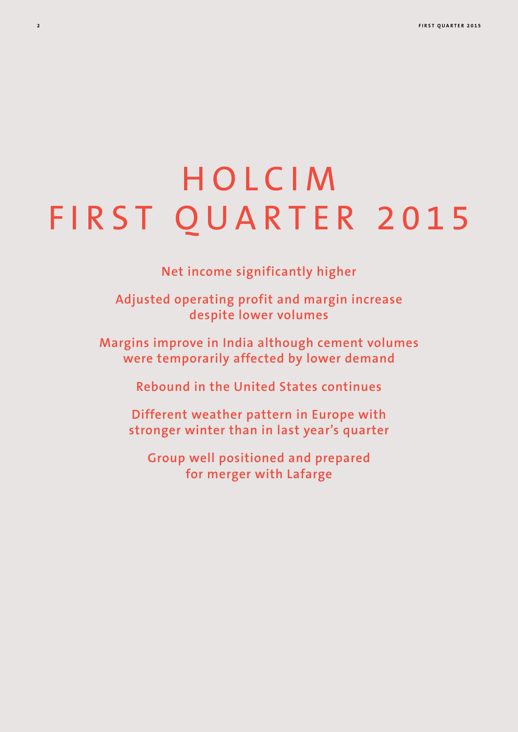# HOLCIM FIRST QUARTER 2015

**Net income significantly higher**

**Adjusted operating profit and margin increase despite lower volumes**

**Margins improve in India although cement volumes were temporarily affected by lower demand**

**Rebound in the United States continues**

**Different weather pattern in Europe with stronger winter than in last year's quarter**

**Group well positioned and prepared for merger with Lafarge**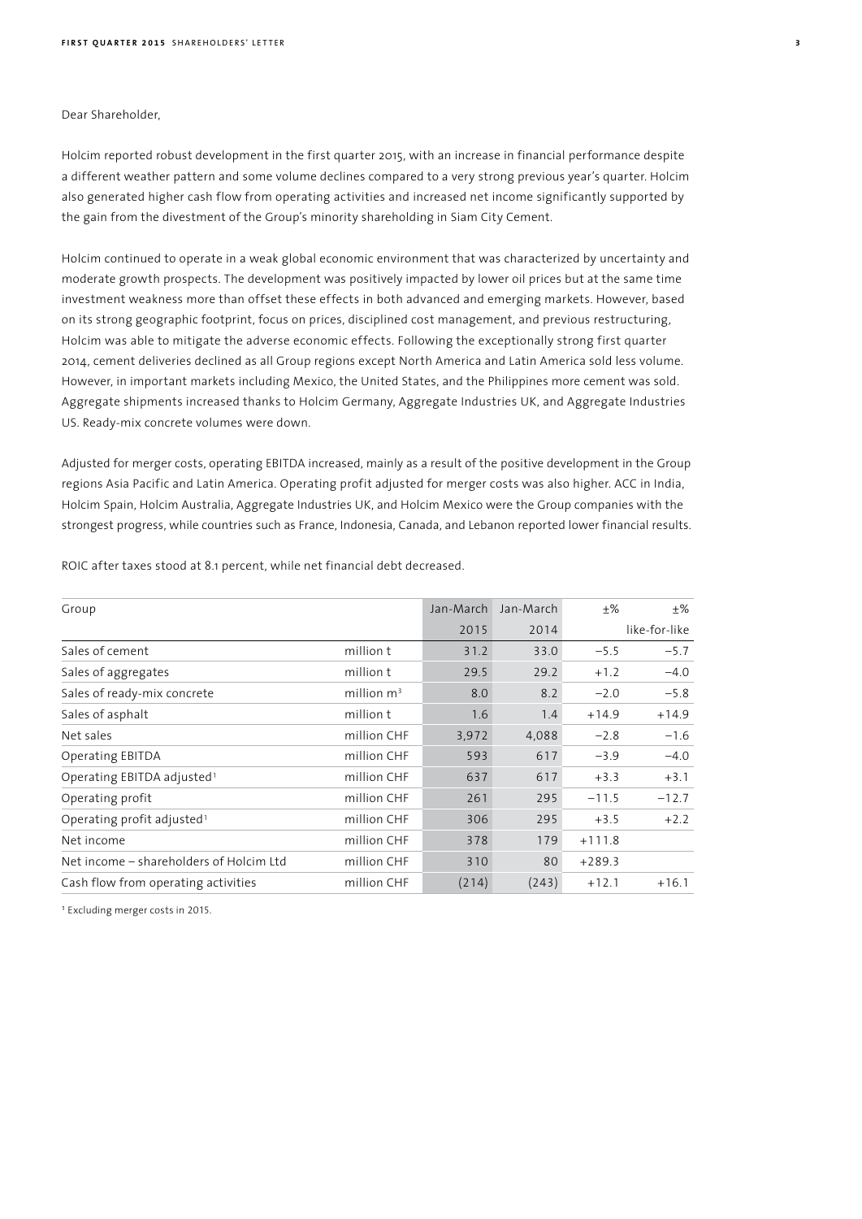Dear Shareholder,

Holcim reported robust development in the first quarter 2015, with an increase in financial performance despite a different weather pattern and some volume declines compared to a very strong previous year's quarter. Holcim also generated higher cash flow from operating activities and increased net income significantly supported by the gain from the divestment of the Group's minority shareholding in Siam City Cement.

Holcim continued to operate in a weak global economic environment that was characterized by uncertainty and moderate growth prospects. The development was positively impacted by lower oil prices but at the same time investment weakness more than offset these effects in both advanced and emerging markets. However, based on its strong geographic footprint, focus on prices, disciplined cost management, and previous restructuring, Holcim was able to mitigate the adverse economic effects. Following the exceptionally strong first quarter 2014, cement deliveries declined as all Group regions except North America and Latin America sold less volume. However, in important markets including Mexico, the United States, and the Philippines more cement was sold. Aggregate shipments increased thanks to Holcim Germany, Aggregate Industries UK, and Aggregate Industries US. Ready-mix concrete volumes were down.

Adjusted for merger costs, operating EBITDA increased, mainly as a result of the positive development in the Group regions Asia Pacific and Latin America. Operating profit adjusted for merger costs was also higher. ACC in India, Holcim Spain, Holcim Australia, Aggregate Industries UK, and Holcim Mexico were the Group companies with the strongest progress, while countries such as France, Indonesia, Canada, and Lebanon reported lower financial results.

ROIC after taxes stood at 8.1 percent, while net financial debt decreased.

| Group | | Jan-March 2015 | Jan-March 2014 | ±% | ±% like-for-like |
|---|---|---|---|---|---|
| Sales of cement | million t | 31.2 | 33.0 | −5.5 | −5.7 |
| Sales of aggregates | million t | 29.5 | 29.2 | +1.2 | −4.0 |
| Sales of ready-mix concrete | million $m^3$ | 8.0 | 8.2 | −2.0 | −5.8 |
| Sales of asphalt | million t | 1.6 | 1.4 | +14.9 | +14.9 |
| Net sales | million CHF | 3,972 | 4,088 | −2.8 | −1.6 |
| Operating EBITDA | million CHF | 593 | 617 | −3.9 | −4.0 |
| Operating EBITDA adjusted[1] | million CHF | 637 | 617 | +3.3 | +3.1 |
| Operating profit | million CHF | 261 | 295 | −11.5 | −12.7 |
| Operating profit adjusted[1] | million CHF | 306 | 295 | +3.5 | +2.2 |
| Net income | million CHF | 378 | 179 | +111.8 | |
| Net income – shareholders of Holcim Ltd | million CHF | 310 | 80 | +289.3 | |
| Cash flow from operating activities | million CHF | (214) | (243) | +12.1 | +16.1 |

[1] Excluding merger costs in 2015.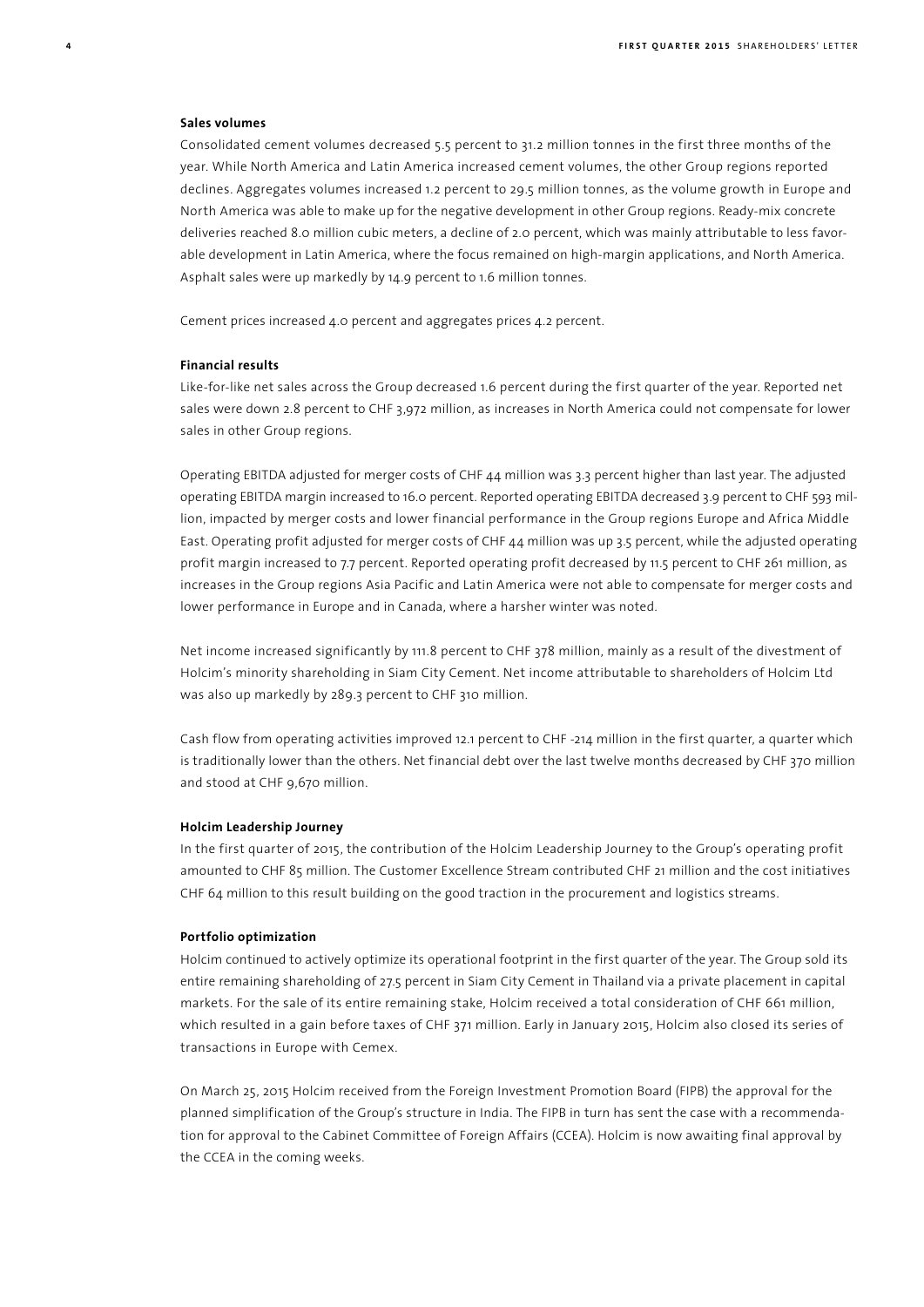**Sales volumes**

Consolidated cement volumes decreased 5.5 percent to 31.2 million tonnes in the first three months of the year. While North America and Latin America increased cement volumes, the other Group regions reported declines. Aggregates volumes increased 1.2 percent to 29.5 million tonnes, as the volume growth in Europe and North America was able to make up for the negative development in other Group regions. Ready-mix concrete deliveries reached 8.0 million cubic meters, a decline of 2.0 percent, which was mainly attributable to less favorable development in Latin America, where the focus remained on high-margin applications, and North America. Asphalt sales were up markedly by 14.9 percent to 1.6 million tonnes.

Cement prices increased 4.0 percent and aggregates prices 4.2 percent.

**Financial results**

Like-for-like net sales across the Group decreased 1.6 percent during the first quarter of the year. Reported net sales were down 2.8 percent to CHF 3,972 million, as increases in North America could not compensate for lower sales in other Group regions.

Operating EBITDA adjusted for merger costs of CHF 44 million was 3.3 percent higher than last year. The adjusted operating EBITDA margin increased to 16.0 percent. Reported operating EBITDA decreased 3.9 percent to CHF 593 million, impacted by merger costs and lower financial performance in the Group regions Europe and Africa Middle East. Operating profit adjusted for merger costs of CHF 44 million was up 3.5 percent, while the adjusted operating profit margin increased to 7.7 percent. Reported operating profit decreased by 11.5 percent to CHF 261 million, as increases in the Group regions Asia Pacific and Latin America were not able to compensate for merger costs and lower performance in Europe and in Canada, where a harsher winter was noted.

Net income increased significantly by 111.8 percent to CHF 378 million, mainly as a result of the divestment of Holcim's minority shareholding in Siam City Cement. Net income attributable to shareholders of Holcim Ltd was also up markedly by 289.3 percent to CHF 310 million.

Cash flow from operating activities improved 12.1 percent to CHF -214 million in the first quarter, a quarter which is traditionally lower than the others. Net financial debt over the last twelve months decreased by CHF 370 million and stood at CHF 9,670 million.

**Holcim Leadership Journey**

In the first quarter of 2015, the contribution of the Holcim Leadership Journey to the Group's operating profit amounted to CHF 85 million. The Customer Excellence Stream contributed CHF 21 million and the cost initiatives CHF 64 million to this result building on the good traction in the procurement and logistics streams.

**Portfolio optimization**

Holcim continued to actively optimize its operational footprint in the first quarter of the year. The Group sold its entire remaining shareholding of 27.5 percent in Siam City Cement in Thailand via a private placement in capital markets. For the sale of its entire remaining stake, Holcim received a total consideration of CHF 661 million, which resulted in a gain before taxes of CHF 371 million. Early in January 2015, Holcim also closed its series of transactions in Europe with Cemex.

On March 25, 2015 Holcim received from the Foreign Investment Promotion Board (FIPB) the approval for the planned simplification of the Group's structure in India. The FIPB in turn has sent the case with a recommendation for approval to the Cabinet Committee of Foreign Affairs (CCEA). Holcim is now awaiting final approval by the CCEA in the coming weeks.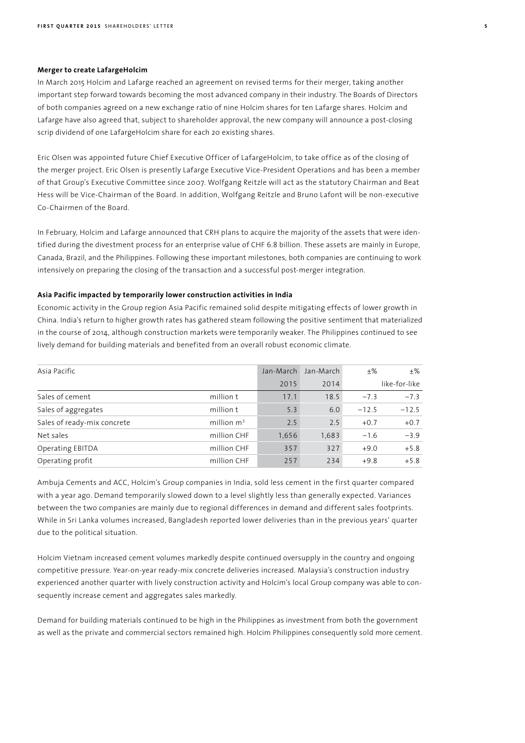**Merger to create LafargeHolcim**

In March 2015 Holcim and Lafarge reached an agreement on revised terms for their merger, taking another important step forward towards becoming the most advanced company in their industry. The Boards of Directors of both companies agreed on a new exchange ratio of nine Holcim shares for ten Lafarge shares. Holcim and Lafarge have also agreed that, subject to shareholder approval, the new company will announce a post-closing scrip dividend of one LafargeHolcim share for each 20 existing shares.

Eric Olsen was appointed future Chief Executive Officer of LafargeHolcim, to take office as of the closing of the merger project. Eric Olsen is presently Lafarge Executive Vice-President Operations and has been a member of that Group's Executive Committee since 2007. Wolfgang Reitzle will act as the statutory Chairman and Beat Hess will be Vice-Chairman of the Board. In addition, Wolfgang Reitzle and Bruno Lafont will be non-executive Co-Chairmen of the Board.

In February, Holcim and Lafarge announced that CRH plans to acquire the majority of the assets that were identified during the divestment process for an enterprise value of CHF 6.8 billion. These assets are mainly in Europe, Canada, Brazil, and the Philippines. Following these important milestones, both companies are continuing to work intensively on preparing the closing of the transaction and a successful post-merger integration.

**Asia Pacific impacted by temporarily lower construction activities in India**

Economic activity in the Group region Asia Pacific remained solid despite mitigating effects of lower growth in China. India's return to higher growth rates has gathered steam following the positive sentiment that materialized in the course of 2014, although construction markets were temporarily weaker. The Philippines continued to see lively demand for building materials and benefited from an overall robust economic climate.

| Asia Pacific | | Jan-March 2015 | Jan-March 2014 | ±% | ±% like-for-like |
|---|---|---|---|---|---|
| Sales of cement | million t | 17.1 | 18.5 | −7.3 | −7.3 |
| Sales of aggregates | million t | 5.3 | 6.0 | −12.5 | −12.5 |
| Sales of ready-mix concrete | million $m^3$ | 2.5 | 2.5 | +0.7 | +0.7 |
| Net sales | million CHF | 1,656 | 1,683 | −1.6 | −3.9 |
| Operating EBITDA | million CHF | 357 | 327 | +9.0 | +5.8 |
| Operating profit | million CHF | 257 | 234 | +9.8 | +5.8 |

Ambuja Cements and ACC, Holcim's Group companies in India, sold less cement in the first quarter compared with a year ago. Demand temporarily slowed down to a level slightly less than generally expected. Variances between the two companies are mainly due to regional differences in demand and different sales footprints. While in Sri Lanka volumes increased, Bangladesh reported lower deliveries than in the previous years' quarter due to the political situation.

Holcim Vietnam increased cement volumes markedly despite continued oversupply in the country and ongoing competitive pressure. Year-on-year ready-mix concrete deliveries increased. Malaysia's construction industry experienced another quarter with lively construction activity and Holcim's local Group company was able to consequently increase cement and aggregates sales markedly.

Demand for building materials continued to be high in the Philippines as investment from both the government as well as the private and commercial sectors remained high. Holcim Philippines consequently sold more cement.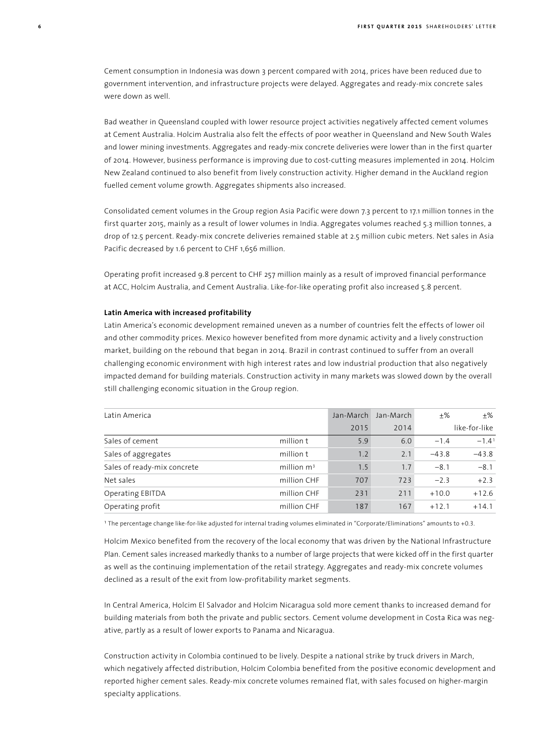Cement consumption in Indonesia was down 3 percent compared with 2014, prices have been reduced due to government intervention, and infrastructure projects were delayed. Aggregates and ready-mix concrete sales were down as well.

Bad weather in Queensland coupled with lower resource project activities negatively affected cement volumes at Cement Australia. Holcim Australia also felt the effects of poor weather in Queensland and New South Wales and lower mining investments. Aggregates and ready-mix concrete deliveries were lower than in the first quarter of 2014. However, business performance is improving due to cost-cutting measures implemented in 2014. Holcim New Zealand continued to also benefit from lively construction activity. Higher demand in the Auckland region fuelled cement volume growth. Aggregates shipments also increased.

Consolidated cement volumes in the Group region Asia Pacific were down 7.3 percent to 17.1 million tonnes in the first quarter 2015, mainly as a result of lower volumes in India. Aggregates volumes reached 5.3 million tonnes, a drop of 12.5 percent. Ready-mix concrete deliveries remained stable at 2.5 million cubic meters. Net sales in Asia Pacific decreased by 1.6 percent to CHF 1,656 million.

Operating profit increased 9.8 percent to CHF 257 million mainly as a result of improved financial performance at ACC, Holcim Australia, and Cement Australia. Like-for-like operating profit also increased 5.8 percent.

**Latin America with increased profitability**

Latin America's economic development remained uneven as a number of countries felt the effects of lower oil and other commodity prices. Mexico however benefited from more dynamic activity and a lively construction market, building on the rebound that began in 2014. Brazil in contrast continued to suffer from an overall challenging economic environment with high interest rates and low industrial production that also negatively impacted demand for building materials. Construction activity in many markets was slowed down by the overall still challenging economic situation in the Group region.

| Latin America | | Jan-March 2015 | Jan-March 2014 | ±% | ±% like-for-like |
|---|---|---|---|---|---|
| Sales of cement | million t | 5.9 | 6.0 | −1.4 | −1.4[1] |
| Sales of aggregates | million t | 1.2 | 2.1 | −43.8 | −43.8 |
| Sales of ready-mix concrete | million $m^3$ | 1.5 | 1.7 | −8.1 | −8.1 |
| Net sales | million CHF | 707 | 723 | −2.3 | +2.3 |
| Operating EBITDA | million CHF | 231 | 211 | +10.0 | +12.6 |
| Operating profit | million CHF | 187 | 167 | +12.1 | +14.1 |

[1] The percentage change like-for-like adjusted for internal trading volumes eliminated in "Corporate/Eliminations" amounts to +0.3.

Holcim Mexico benefited from the recovery of the local economy that was driven by the National Infrastructure Plan. Cement sales increased markedly thanks to a number of large projects that were kicked off in the first quarter as well as the continuing implementation of the retail strategy. Aggregates and ready-mix concrete volumes declined as a result of the exit from low-profitability market segments.

In Central America, Holcim El Salvador and Holcim Nicaragua sold more cement thanks to increased demand for building materials from both the private and public sectors. Cement volume development in Costa Rica was negative, partly as a result of lower exports to Panama and Nicaragua.

Construction activity in Colombia continued to be lively. Despite a national strike by truck drivers in March, which negatively affected distribution, Holcim Colombia benefited from the positive economic development and reported higher cement sales. Ready-mix concrete volumes remained flat, with sales focused on higher-margin specialty applications.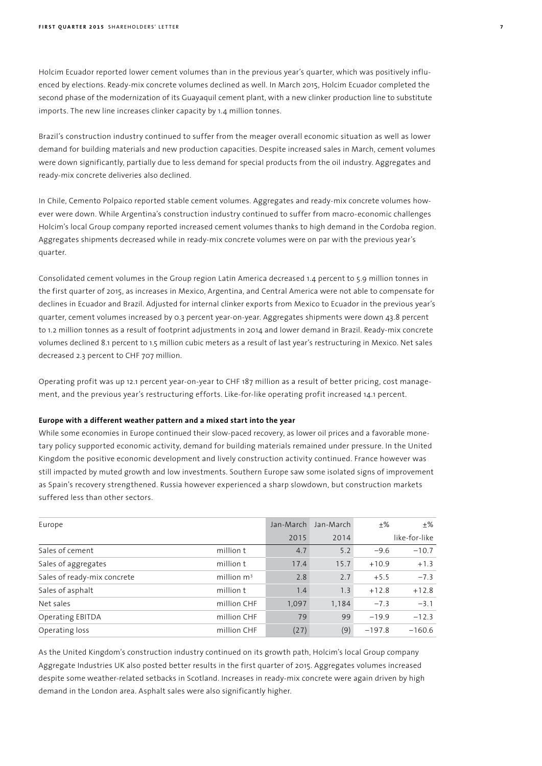Holcim Ecuador reported lower cement volumes than in the previous year's quarter, which was positively influenced by elections. Ready-mix concrete volumes declined as well. In March 2015, Holcim Ecuador completed the second phase of the modernization of its Guayaquil cement plant, with a new clinker production line to substitute imports. The new line increases clinker capacity by 1.4 million tonnes.

Brazil's construction industry continued to suffer from the meager overall economic situation as well as lower demand for building materials and new production capacities. Despite increased sales in March, cement volumes were down significantly, partially due to less demand for special products from the oil industry. Aggregates and ready-mix concrete deliveries also declined.

In Chile, Cemento Polpaico reported stable cement volumes. Aggregates and ready-mix concrete volumes however were down. While Argentina's construction industry continued to suffer from macro-economic challenges Holcim's local Group company reported increased cement volumes thanks to high demand in the Cordoba region. Aggregates shipments decreased while in ready-mix concrete volumes were on par with the previous year's quarter.

Consolidated cement volumes in the Group region Latin America decreased 1.4 percent to 5.9 million tonnes in the first quarter of 2015, as increases in Mexico, Argentina, and Central America were not able to compensate for declines in Ecuador and Brazil. Adjusted for internal clinker exports from Mexico to Ecuador in the previous year's quarter, cement volumes increased by 0.3 percent year-on-year. Aggregates shipments were down 43.8 percent to 1.2 million tonnes as a result of footprint adjustments in 2014 and lower demand in Brazil. Ready-mix concrete volumes declined 8.1 percent to 1.5 million cubic meters as a result of last year's restructuring in Mexico. Net sales decreased 2.3 percent to CHF 707 million.

Operating profit was up 12.1 percent year-on-year to CHF 187 million as a result of better pricing, cost management, and the previous year's restructuring efforts. Like-for-like operating profit increased 14.1 percent.

**Europe with a different weather pattern and a mixed start into the year**

While some economies in Europe continued their slow-paced recovery, as lower oil prices and a favorable monetary policy supported economic activity, demand for building materials remained under pressure. In the United Kingdom the positive economic development and lively construction activity continued. France however was still impacted by muted growth and low investments. Southern Europe saw some isolated signs of improvement as Spain's recovery strengthened. Russia however experienced a sharp slowdown, but construction markets suffered less than other sectors.

| Europe | | Jan-March 2015 | Jan-March 2014 | ±% | ±% like-for-like |
|---|---|---|---|---|---|
| Sales of cement | million t | 4.7 | 5.2 | −9.6 | −10.7 |
| Sales of aggregates | million t | 17.4 | 15.7 | +10.9 | +1.3 |
| Sales of ready-mix concrete | million $m^3$ | 2.8 | 2.7 | +5.5 | −7.3 |
| Sales of asphalt | million t | 1.4 | 1.3 | +12.8 | +12.8 |
| Net sales | million CHF | 1,097 | 1,184 | −7.3 | −3.1 |
| Operating EBITDA | million CHF | 79 | 99 | −19.9 | −12.3 |
| Operating loss | million CHF | (27) | (9) | −197.8 | −160.6 |

As the United Kingdom's construction industry continued on its growth path, Holcim's local Group company Aggregate Industries UK also posted better results in the first quarter of 2015. Aggregates volumes increased despite some weather-related setbacks in Scotland. Increases in ready-mix concrete were again driven by high demand in the London area. Asphalt sales were also significantly higher.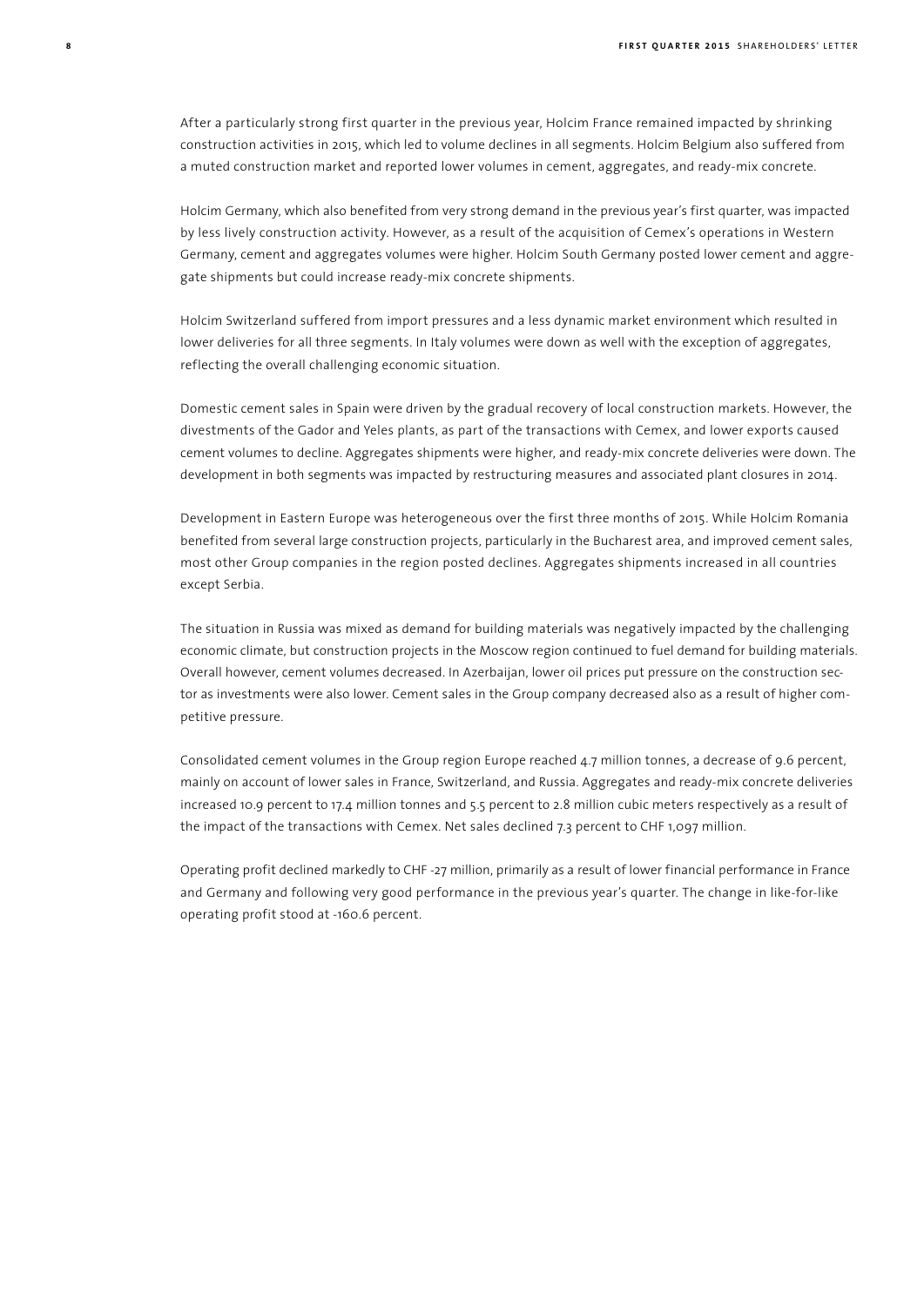After a particularly strong first quarter in the previous year, Holcim France remained impacted by shrinking construction activities in 2015, which led to volume declines in all segments. Holcim Belgium also suffered from a muted construction market and reported lower volumes in cement, aggregates, and ready-mix concrete.

Holcim Germany, which also benefited from very strong demand in the previous year's first quarter, was impacted by less lively construction activity. However, as a result of the acquisition of Cemex's operations in Western Germany, cement and aggregates volumes were higher. Holcim South Germany posted lower cement and aggregate shipments but could increase ready-mix concrete shipments.

Holcim Switzerland suffered from import pressures and a less dynamic market environment which resulted in lower deliveries for all three segments. In Italy volumes were down as well with the exception of aggregates, reflecting the overall challenging economic situation.

Domestic cement sales in Spain were driven by the gradual recovery of local construction markets. However, the divestments of the Gador and Yeles plants, as part of the transactions with Cemex, and lower exports caused cement volumes to decline. Aggregates shipments were higher, and ready-mix concrete deliveries were down. The development in both segments was impacted by restructuring measures and associated plant closures in 2014.

Development in Eastern Europe was heterogeneous over the first three months of 2015. While Holcim Romania benefited from several large construction projects, particularly in the Bucharest area, and improved cement sales, most other Group companies in the region posted declines. Aggregates shipments increased in all countries except Serbia.

The situation in Russia was mixed as demand for building materials was negatively impacted by the challenging economic climate, but construction projects in the Moscow region continued to fuel demand for building materials. Overall however, cement volumes decreased. In Azerbaijan, lower oil prices put pressure on the construction sector as investments were also lower. Cement sales in the Group company decreased also as a result of higher competitive pressure.

Consolidated cement volumes in the Group region Europe reached 4.7 million tonnes, a decrease of 9.6 percent, mainly on account of lower sales in France, Switzerland, and Russia. Aggregates and ready-mix concrete deliveries increased 10.9 percent to 17.4 million tonnes and 5.5 percent to 2.8 million cubic meters respectively as a result of the impact of the transactions with Cemex. Net sales declined 7.3 percent to CHF 1,097 million.

Operating profit declined markedly to CHF -27 million, primarily as a result of lower financial performance in France and Germany and following very good performance in the previous year's quarter. The change in like-for-like operating profit stood at -160.6 percent.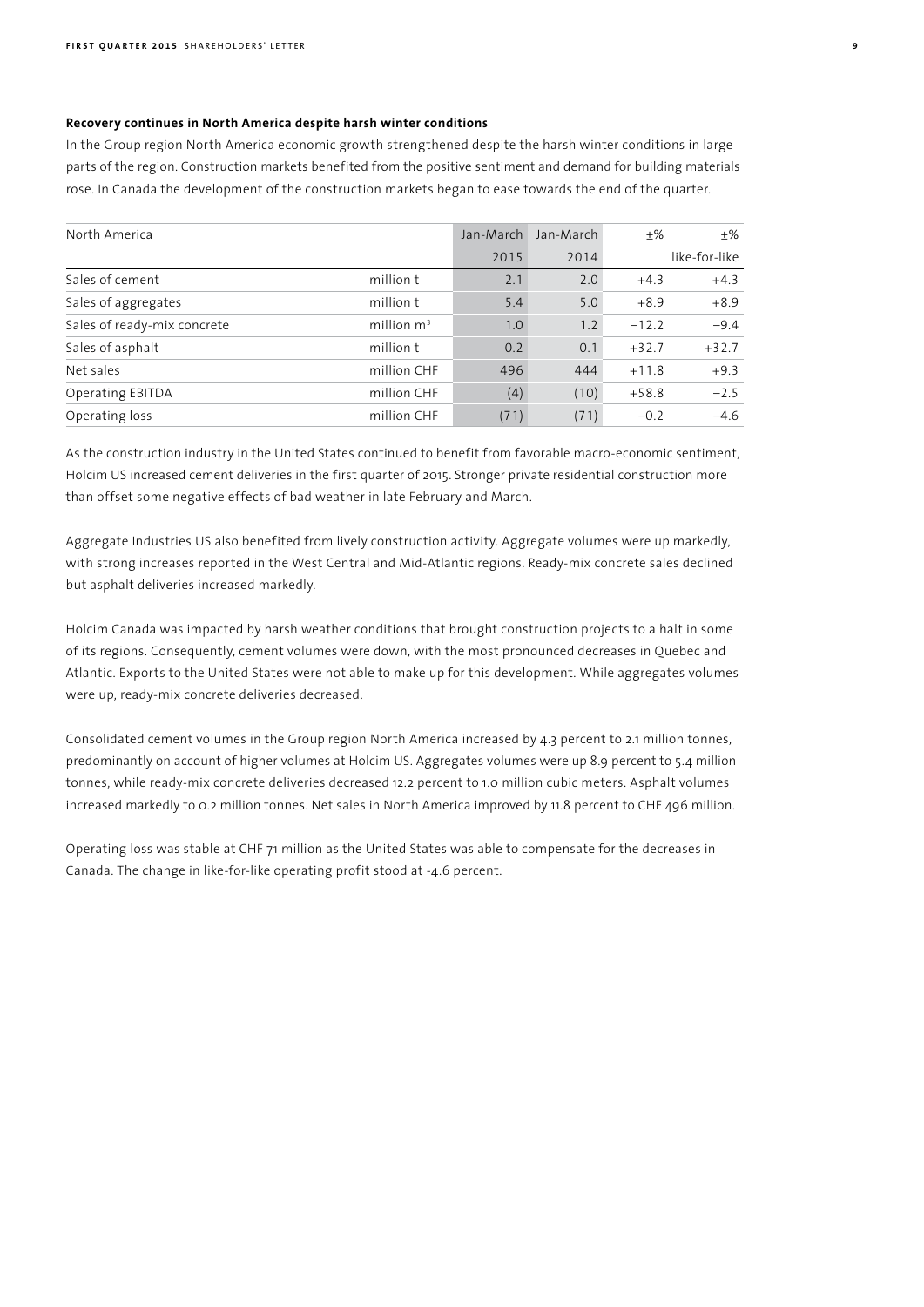**Recovery continues in North America despite harsh winter conditions**

In the Group region North America economic growth strengthened despite the harsh winter conditions in large parts of the region. Construction markets benefited from the positive sentiment and demand for building materials rose. In Canada the development of the construction markets began to ease towards the end of the quarter.

| North America | | Jan-March 2015 | Jan-March 2014 | ±% | ±% like-for-like |
|---|---|---|---|---|---|
| Sales of cement | million t | 2.1 | 2.0 | +4.3 | +4.3 |
| Sales of aggregates | million t | 5.4 | 5.0 | +8.9 | +8.9 |
| Sales of ready-mix concrete | million $m^3$ | 1.0 | 1.2 | −12.2 | −9.4 |
| Sales of asphalt | million t | 0.2 | 0.1 | +32.7 | +32.7 |
| Net sales | million CHF | 496 | 444 | +11.8 | +9.3 |
| Operating EBITDA | million CHF | (4) | (10) | +58.8 | −2.5 |
| Operating loss | million CHF | (71) | (71) | −0.2 | −4.6 |

As the construction industry in the United States continued to benefit from favorable macro-economic sentiment, Holcim US increased cement deliveries in the first quarter of 2015. Stronger private residential construction more than offset some negative effects of bad weather in late February and March.

Aggregate Industries US also benefited from lively construction activity. Aggregate volumes were up markedly, with strong increases reported in the West Central and Mid-Atlantic regions. Ready-mix concrete sales declined but asphalt deliveries increased markedly.

Holcim Canada was impacted by harsh weather conditions that brought construction projects to a halt in some of its regions. Consequently, cement volumes were down, with the most pronounced decreases in Quebec and Atlantic. Exports to the United States were not able to make up for this development. While aggregates volumes were up, ready-mix concrete deliveries decreased.

Consolidated cement volumes in the Group region North America increased by 4.3 percent to 2.1 million tonnes, predominantly on account of higher volumes at Holcim US. Aggregates volumes were up 8.9 percent to 5.4 million tonnes, while ready-mix concrete deliveries decreased 12.2 percent to 1.0 million cubic meters. Asphalt volumes increased markedly to 0.2 million tonnes. Net sales in North America improved by 11.8 percent to CHF 496 million.

Operating loss was stable at CHF 71 million as the United States was able to compensate for the decreases in Canada. The change in like-for-like operating profit stood at -4.6 percent.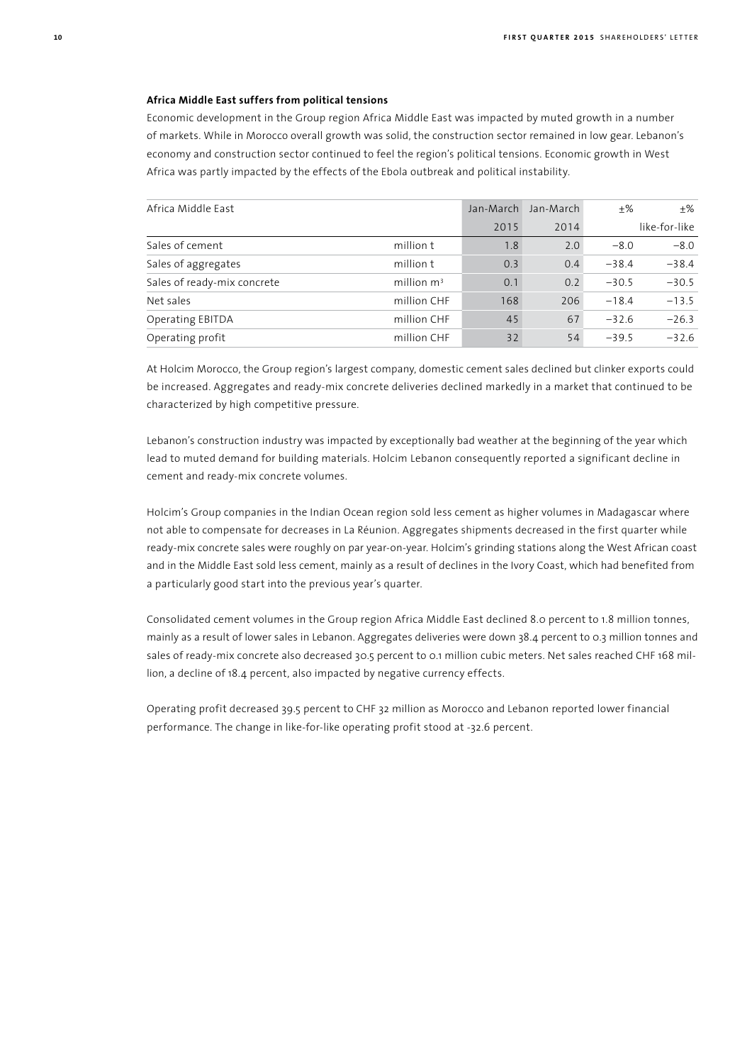## Africa Middle East suffers from political tensions

Economic development in the Group region Africa Middle East was impacted by muted growth in a number of markets. While in Morocco overall growth was solid, the construction sector remained in low gear. Lebanon's economy and construction sector continued to feel the region's political tensions. Economic growth in West Africa was partly impacted by the effects of the Ebola outbreak and political instability.

| Africa Middle East | | Jan-March 2015 | Jan-March 2014 | ±% | ±% like-for-like |
|---|---|---|---|---|---|
| Sales of cement | million t | 1.8 | 2.0 | −8.0 | −8.0 |
| Sales of aggregates | million t | 0.3 | 0.4 | −38.4 | −38.4 |
| Sales of ready-mix concrete | million $m^3$ | 0.1 | 0.2 | −30.5 | −30.5 |
| Net sales | million CHF | 168 | 206 | −18.4 | −13.5 |
| Operating EBITDA | million CHF | 45 | 67 | −32.6 | −26.3 |
| Operating profit | million CHF | 32 | 54 | −39.5 | −32.6 |

At Holcim Morocco, the Group region's largest company, domestic cement sales declined but clinker exports could be increased. Aggregates and ready-mix concrete deliveries declined markedly in a market that continued to be characterized by high competitive pressure.

Lebanon's construction industry was impacted by exceptionally bad weather at the beginning of the year which lead to muted demand for building materials. Holcim Lebanon consequently reported a significant decline in cement and ready-mix concrete volumes.

Holcim's Group companies in the Indian Ocean region sold less cement as higher volumes in Madagascar where not able to compensate for decreases in La Réunion. Aggregates shipments decreased in the first quarter while ready-mix concrete sales were roughly on par year-on-year. Holcim's grinding stations along the West African coast and in the Middle East sold less cement, mainly as a result of declines in the Ivory Coast, which had benefited from a particularly good start into the previous year's quarter.

Consolidated cement volumes in the Group region Africa Middle East declined 8.0 percent to 1.8 million tonnes, mainly as a result of lower sales in Lebanon. Aggregates deliveries were down 38.4 percent to 0.3 million tonnes and sales of ready-mix concrete also decreased 30.5 percent to 0.1 million cubic meters. Net sales reached CHF 168 million, a decline of 18.4 percent, also impacted by negative currency effects.

Operating profit decreased 39.5 percent to CHF 32 million as Morocco and Lebanon reported lower financial performance. The change in like-for-like operating profit stood at -32.6 percent.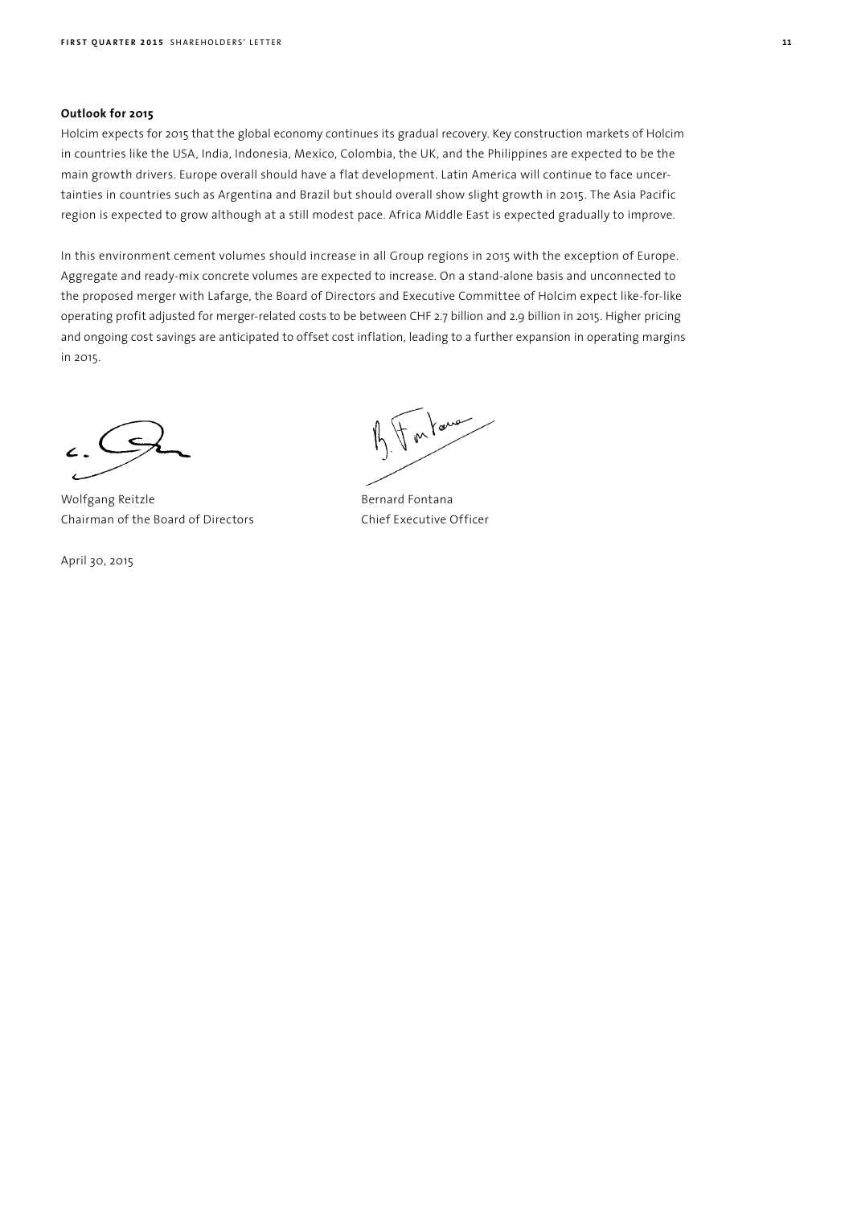**Outlook for 2015**

Holcim expects for 2015 that the global economy continues its gradual recovery. Key construction markets of Holcim in countries like the USA, India, Indonesia, Mexico, Colombia, the UK, and the Philippines are expected to be the main growth drivers. Europe overall should have a flat development. Latin America will continue to face uncertainties in countries such as Argentina and Brazil but should overall show slight growth in 2015. The Asia Pacific region is expected to grow although at a still modest pace. Africa Middle East is expected gradually to improve.

In this environment cement volumes should increase in all Group regions in 2015 with the exception of Europe. Aggregate and ready-mix concrete volumes are expected to increase. On a stand-alone basis and unconnected to the proposed merger with Lafarge, the Board of Directors and Executive Committee of Holcim expect like-for-like operating profit adjusted for merger-related costs to be between CHF 2.7 billion and 2.9 billion in 2015. Higher pricing and ongoing cost savings are anticipated to offset cost inflation, leading to a further expansion in operating margins in 2015.

Wolfgang Reitzle
Chairman of the Board of Directors

Bernard Fontana
Chief Executive Officer

April 30, 2015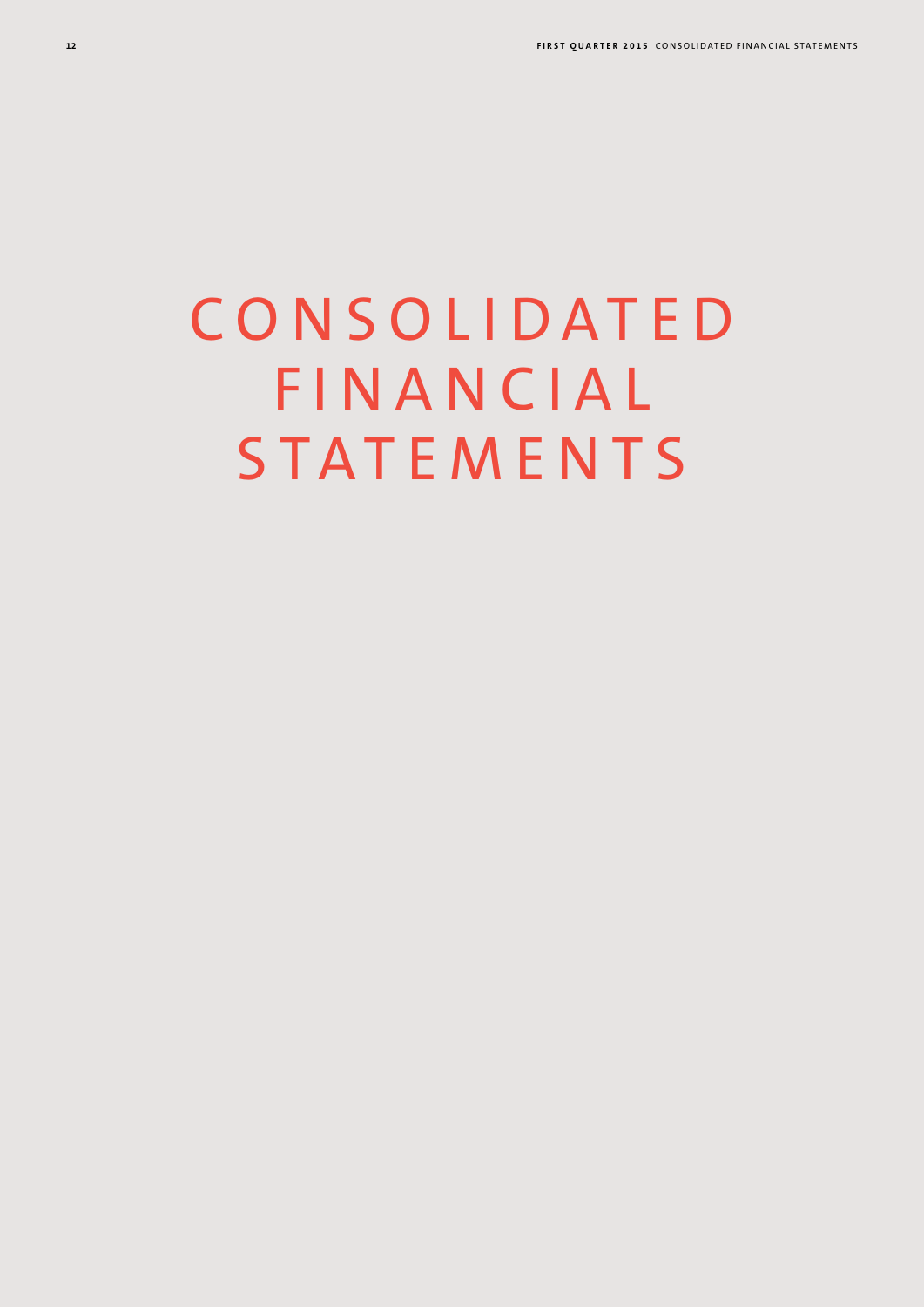# CONSOLIDATED FINANCIAL STATEMENTS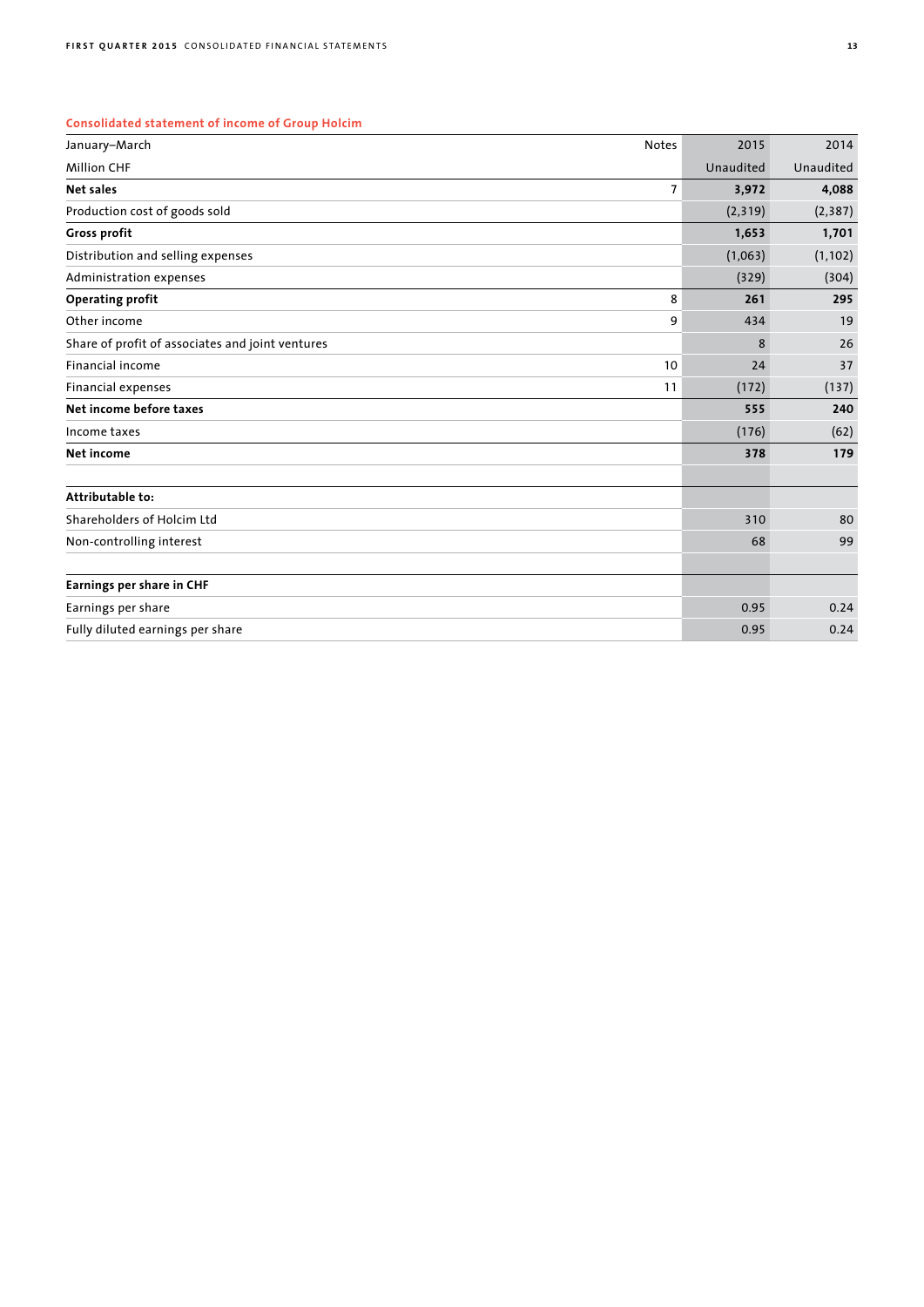## Consolidated statement of income of Group Holcim

| January–March | Notes | 2015 | 2014 |
|---|---|---|---|
| Million CHF | | Unaudited | Unaudited |
| **Net sales** | 7 | **3,972** | **4,088** |
| Production cost of goods sold | | (2,319) | (2,387) |
| **Gross profit** | | **1,653** | **1,701** |
| Distribution and selling expenses | | (1,063) | (1,102) |
| Administration expenses | | (329) | (304) |
| **Operating profit** | 8 | **261** | **295** |
| Other income | 9 | 434 | 19 |
| Share of profit of associates and joint ventures | | 8 | 26 |
| Financial income | 10 | 24 | 37 |
| Financial expenses | 11 | (172) | (137) |
| **Net income before taxes** | | **555** | **240** |
| Income taxes | | (176) | (62) |
| **Net income** | | **378** | **179** |
| | | | |
| **Attributable to:** | | | |
| Shareholders of Holcim Ltd | | 310 | 80 |
| Non-controlling interest | | 68 | 99 |
| | | | |
| **Earnings per share in CHF** | | | |
| Earnings per share | | 0.95 | 0.24 |
| Fully diluted earnings per share | | 0.95 | 0.24 |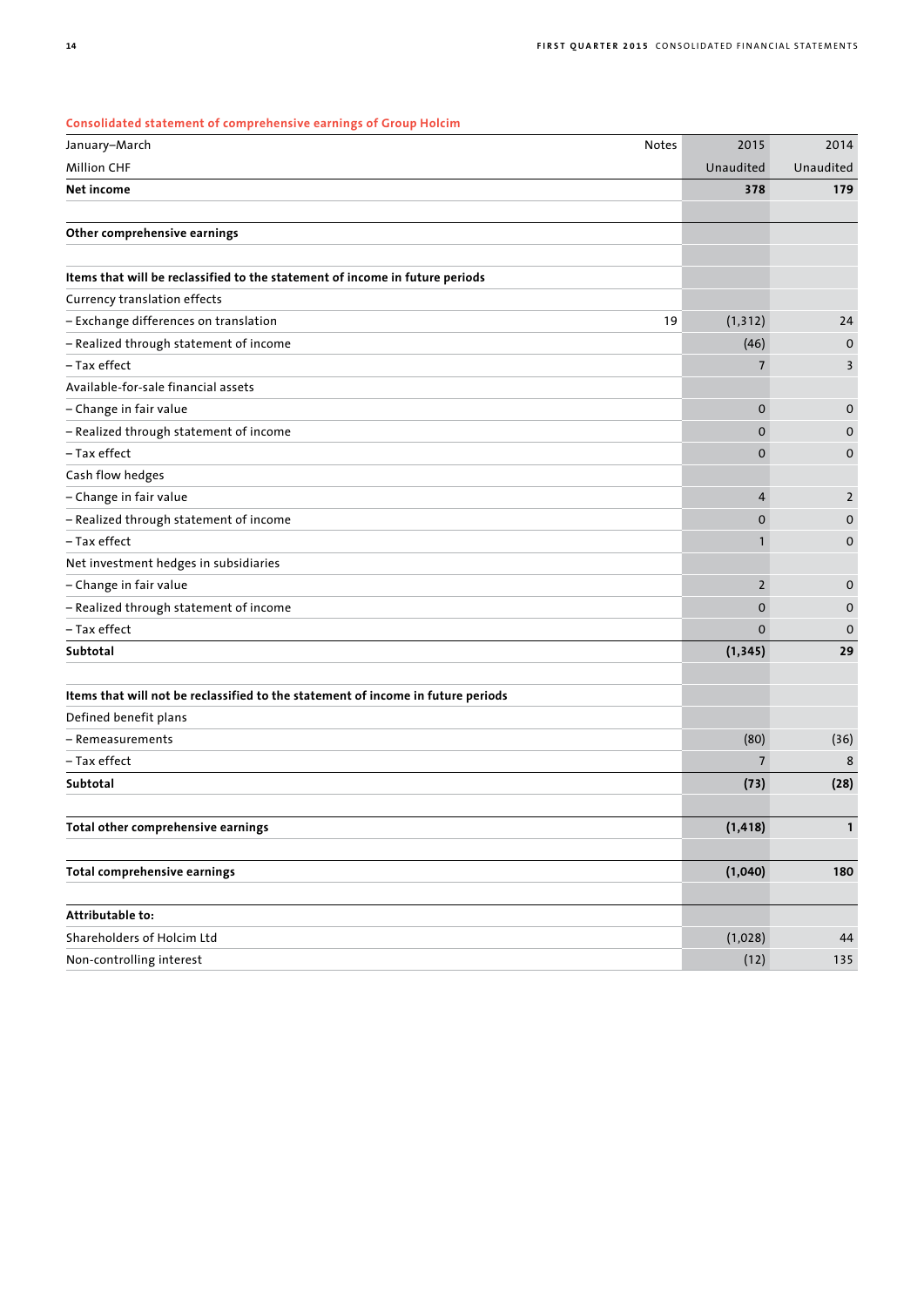### Consolidated statement of comprehensive earnings of Group Holcim

| January–March | Notes | 2015 | 2014 |
|---|---|---|---|
| Million CHF | | Unaudited | Unaudited |
| **Net income** | | **378** | **179** |
| | | | |
| **Other comprehensive earnings** | | | |
| | | | |
| **Items that will be reclassified to the statement of income in future periods** | | | |
| Currency translation effects | | | |
| – Exchange differences on translation | 19 | (1,312) | 24 |
| – Realized through statement of income | | (46) | 0 |
| – Tax effect | | 7 | 3 |
| Available-for-sale financial assets | | | |
| – Change in fair value | | 0 | 0 |
| – Realized through statement of income | | 0 | 0 |
| – Tax effect | | 0 | 0 |
| Cash flow hedges | | | |
| – Change in fair value | | 4 | 2 |
| – Realized through statement of income | | 0 | 0 |
| – Tax effect | | 1 | 0 |
| Net investment hedges in subsidiaries | | | |
| – Change in fair value | | 2 | 0 |
| – Realized through statement of income | | 0 | 0 |
| – Tax effect | | 0 | 0 |
| **Subtotal** | | **(1,345)** | **29** |
| | | | |
| **Items that will not be reclassified to the statement of income in future periods** | | | |
| Defined benefit plans | | | |
| – Remeasurements | | (80) | (36) |
| – Tax effect | | 7 | 8 |
| **Subtotal** | | **(73)** | **(28)** |
| | | | |
| **Total other comprehensive earnings** | | **(1,418)** | **1** |
| | | | |
| **Total comprehensive earnings** | | **(1,040)** | **180** |
| | | | |
| **Attributable to:** | | | |
| Shareholders of Holcim Ltd | | (1,028) | 44 |
| Non-controlling interest | | (12) | 135 |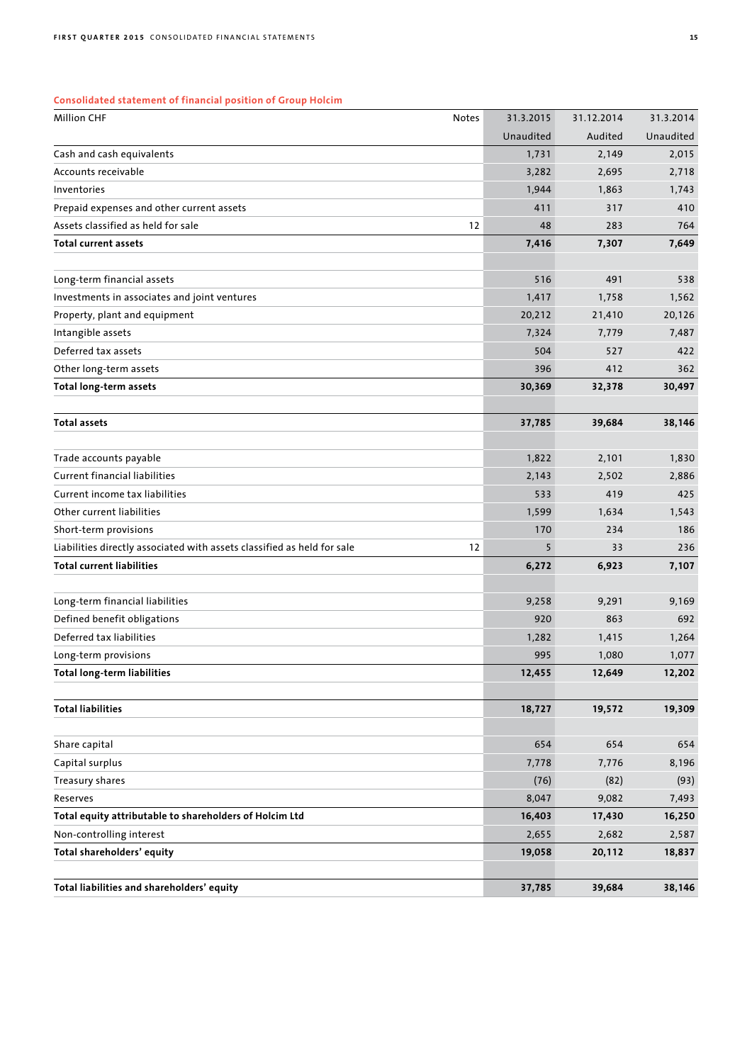### Consolidated statement of financial position of Group Holcim

| Million CHF | Notes | 31.3.2015 | 31.12.2014 | 31.3.2014 |
|---|---|---|---|---|
| | | Unaudited | Audited | Unaudited |
| Cash and cash equivalents | | 1,731 | 2,149 | 2,015 |
| Accounts receivable | | 3,282 | 2,695 | 2,718 |
| Inventories | | 1,944 | 1,863 | 1,743 |
| Prepaid expenses and other current assets | | 411 | 317 | 410 |
| Assets classified as held for sale | 12 | 48 | 283 | 764 |
| **Total current assets** | | **7,416** | **7,307** | **7,649** |
| | | | | |
| Long-term financial assets | | 516 | 491 | 538 |
| Investments in associates and joint ventures | | 1,417 | 1,758 | 1,562 |
| Property, plant and equipment | | 20,212 | 21,410 | 20,126 |
| Intangible assets | | 7,324 | 7,779 | 7,487 |
| Deferred tax assets | | 504 | 527 | 422 |
| Other long-term assets | | 396 | 412 | 362 |
| **Total long-term assets** | | **30,369** | **32,378** | **30,497** |
| | | | | |
| **Total assets** | | **37,785** | **39,684** | **38,146** |
| | | | | |
| Trade accounts payable | | 1,822 | 2,101 | 1,830 |
| Current financial liabilities | | 2,143 | 2,502 | 2,886 |
| Current income tax liabilities | | 533 | 419 | 425 |
| Other current liabilities | | 1,599 | 1,634 | 1,543 |
| Short-term provisions | | 170 | 234 | 186 |
| Liabilities directly associated with assets classified as held for sale | 12 | 5 | 33 | 236 |
| **Total current liabilities** | | **6,272** | **6,923** | **7,107** |
| | | | | |
| Long-term financial liabilities | | 9,258 | 9,291 | 9,169 |
| Defined benefit obligations | | 920 | 863 | 692 |
| Deferred tax liabilities | | 1,282 | 1,415 | 1,264 |
| Long-term provisions | | 995 | 1,080 | 1,077 |
| **Total long-term liabilities** | | **12,455** | **12,649** | **12,202** |
| | | | | |
| **Total liabilities** | | **18,727** | **19,572** | **19,309** |
| | | | | |
| Share capital | | 654 | 654 | 654 |
| Capital surplus | | 7,778 | 7,776 | 8,196 |
| Treasury shares | | (76) | (82) | (93) |
| Reserves | | 8,047 | 9,082 | 7,493 |
| **Total equity attributable to shareholders of Holcim Ltd** | | **16,403** | **17,430** | **16,250** |
| Non-controlling interest | | 2,655 | 2,682 | 2,587 |
| **Total shareholders' equity** | | **19,058** | **20,112** | **18,837** |
| | | | | |
| **Total liabilities and shareholders' equity** | | **37,785** | **39,684** | **38,146** |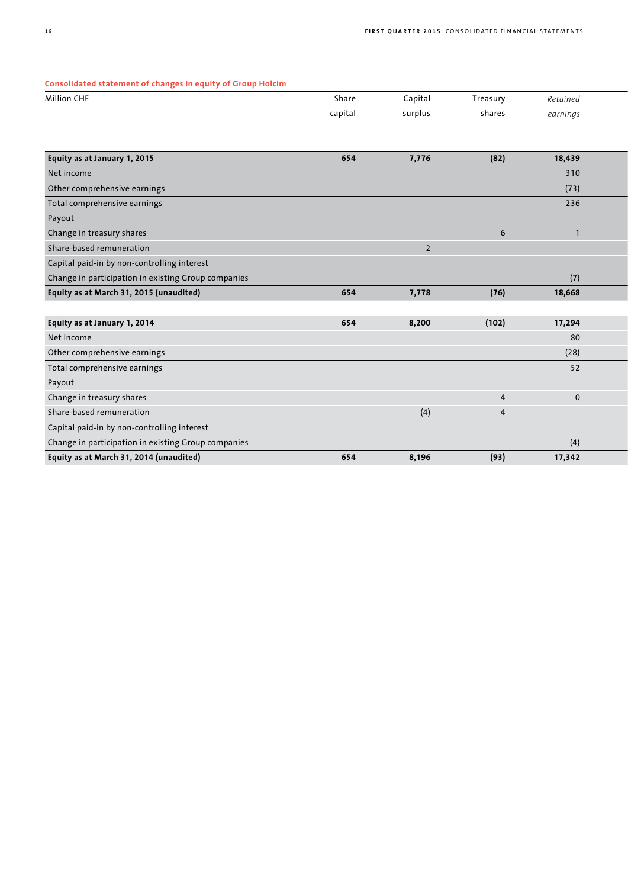**Consolidated statement of changes in equity of Group Holcim**

| Million CHF | Share capital | Capital surplus | Treasury shares | *Retained earnings* |
|---|---|---|---|---|
| **Equity as at January 1, 2015** | **654** | **7,776** | **(82)** | **18,439** |
| Net income | | | | 310 |
| Other comprehensive earnings | | | | (73) |
| Total comprehensive earnings | | | | 236 |
| Payout | | | | |
| Change in treasury shares | | | 6 | 1 |
| Share-based remuneration | | 2 | | |
| Capital paid-in by non-controlling interest | | | | |
| Change in participation in existing Group companies | | | | (7) |
| **Equity as at March 31, 2015 (unaudited)** | **654** | **7,778** | **(76)** | **18,668** |
| | | | | |
| **Equity as at January 1, 2014** | **654** | **8,200** | **(102)** | **17,294** |
| Net income | | | | 80 |
| Other comprehensive earnings | | | | (28) |
| Total comprehensive earnings | | | | 52 |
| Payout | | | | |
| Change in treasury shares | | | 4 | 0 |
| Share-based remuneration | | (4) | 4 | |
| Capital paid-in by non-controlling interest | | | | |
| Change in participation in existing Group companies | | | | (4) |
| **Equity as at March 31, 2014 (unaudited)** | **654** | **8,196** | **(93)** | **17,342** |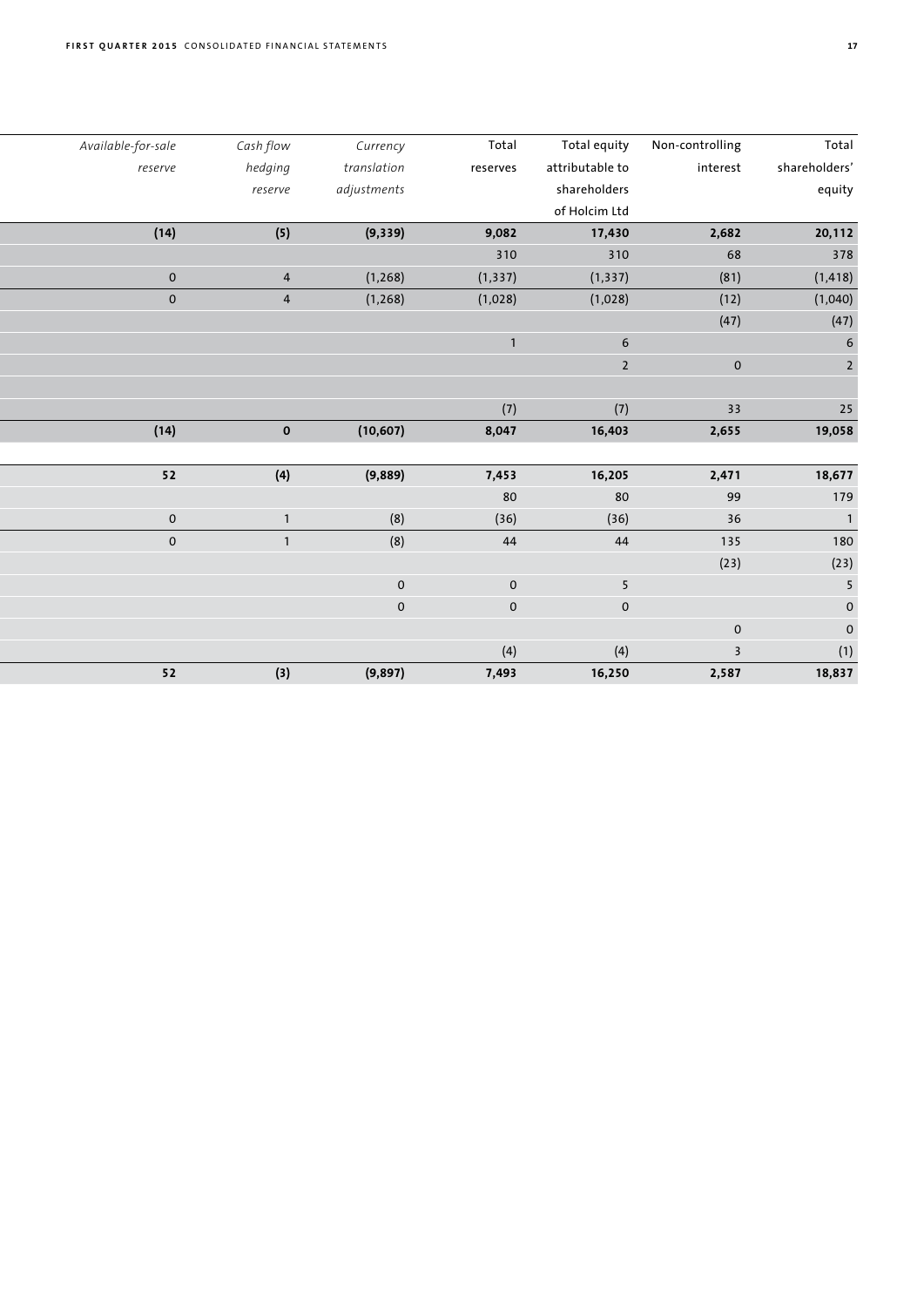| *Available-for-sale reserve* | *Cash flow hedging reserve* | *Currency translation adjustments* | Total reserves | Total equity attributable to shareholders of Holcim Ltd | Non-controlling interest | Total shareholders' equity |
|---|---|---|---|---|---|---|
| **(14)** | **(5)** | **(9,339)** | **9,082** | **17,430** | **2,682** | **20,112** |
| | | | 310 | 310 | 68 | 378 |
| 0 | 4 | (1,268) | (1,337) | (1,337) | (81) | (1,418) |
| 0 | 4 | (1,268) | (1,028) | (1,028) | (12) | (1,040) |
| | | | | | (47) | (47) |
| | | | 1 | 6 | | 6 |
| | | | | 2 | 0 | 2 |
| | | | | | | |
| | | | (7) | (7) | 33 | 25 |
| **(14)** | **0** | **(10,607)** | **8,047** | **16,403** | **2,655** | **19,058** |
| | | | | | | |
| **52** | **(4)** | **(9,889)** | **7,453** | **16,205** | **2,471** | **18,677** |
| | | | 80 | 80 | 99 | 179 |
| 0 | 1 | (8) | (36) | (36) | 36 | 1 |
| 0 | 1 | (8) | 44 | 44 | 135 | 180 |
| | | | | | (23) | (23) |
| | | 0 | 0 | 5 | | 5 |
| | | 0 | 0 | 0 | | 0 |
| | | | | | 0 | 0 |
| | | | (4) | (4) | 3 | (1) |
| **52** | **(3)** | **(9,897)** | **7,493** | **16,250** | **2,587** | **18,837** |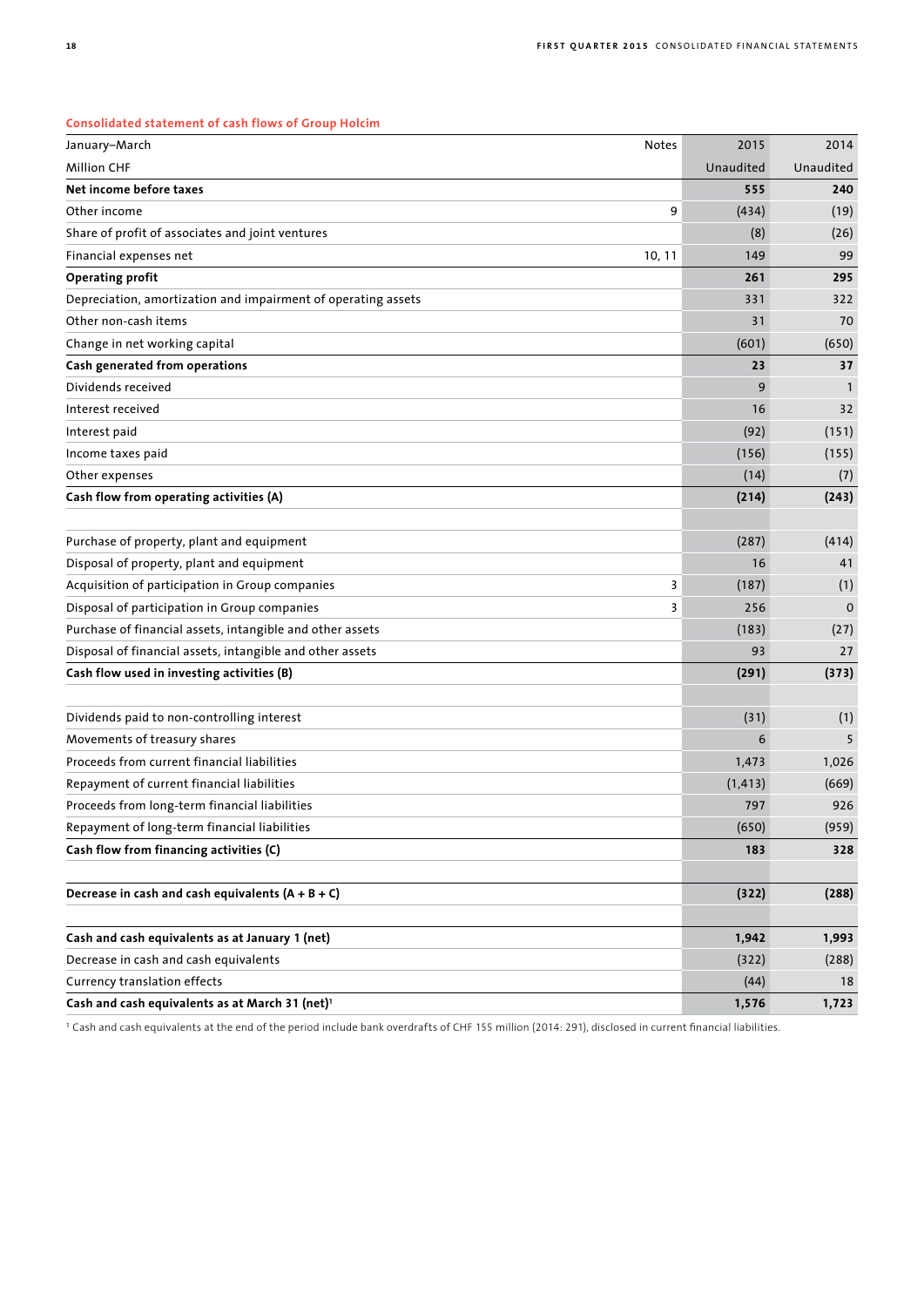## Consolidated statement of cash flows of Group Holcim

| January–March | Notes | 2015 | 2014 |
|---|---|---|---|
| Million CHF | | Unaudited | Unaudited |
| **Net income before taxes** | | **555** | **240** |
| Other income | 9 | (434) | (19) |
| Share of profit of associates and joint ventures | | (8) | (26) |
| Financial expenses net | 10, 11 | 149 | 99 |
| **Operating profit** | | **261** | **295** |
| Depreciation, amortization and impairment of operating assets | | 331 | 322 |
| Other non-cash items | | 31 | 70 |
| Change in net working capital | | (601) | (650) |
| **Cash generated from operations** | | **23** | **37** |
| Dividends received | | 9 | 1 |
| Interest received | | 16 | 32 |
| Interest paid | | (92) | (151) |
| Income taxes paid | | (156) | (155) |
| Other expenses | | (14) | (7) |
| **Cash flow from operating activities (A)** | | **(214)** | **(243)** |
| | | | |
| Purchase of property, plant and equipment | | (287) | (414) |
| Disposal of property, plant and equipment | | 16 | 41 |
| Acquisition of participation in Group companies | 3 | (187) | (1) |
| Disposal of participation in Group companies | 3 | 256 | 0 |
| Purchase of financial assets, intangible and other assets | | (183) | (27) |
| Disposal of financial assets, intangible and other assets | | 93 | 27 |
| **Cash flow used in investing activities (B)** | | **(291)** | **(373)** |
| | | | |
| Dividends paid to non-controlling interest | | (31) | (1) |
| Movements of treasury shares | | 6 | 5 |
| Proceeds from current financial liabilities | | 1,473 | 1,026 |
| Repayment of current financial liabilities | | (1,413) | (669) |
| Proceeds from long-term financial liabilities | | 797 | 926 |
| Repayment of long-term financial liabilities | | (650) | (959) |
| **Cash flow from financing activities (C)** | | **183** | **328** |
| | | | |
| **Decrease in cash and cash equivalents (A + B + C)** | | **(322)** | **(288)** |
| | | | |
| **Cash and cash equivalents as at January 1 (net)** | | **1,942** | **1,993** |
| Decrease in cash and cash equivalents | | (322) | (288) |
| Currency translation effects | | (44) | 18 |
| **Cash and cash equivalents as at March 31 (net)[1]** | | **1,576** | **1,723** |

[1] Cash and cash equivalents at the end of the period include bank overdrafts of CHF 155 million (2014: 291), disclosed in current financial liabilities.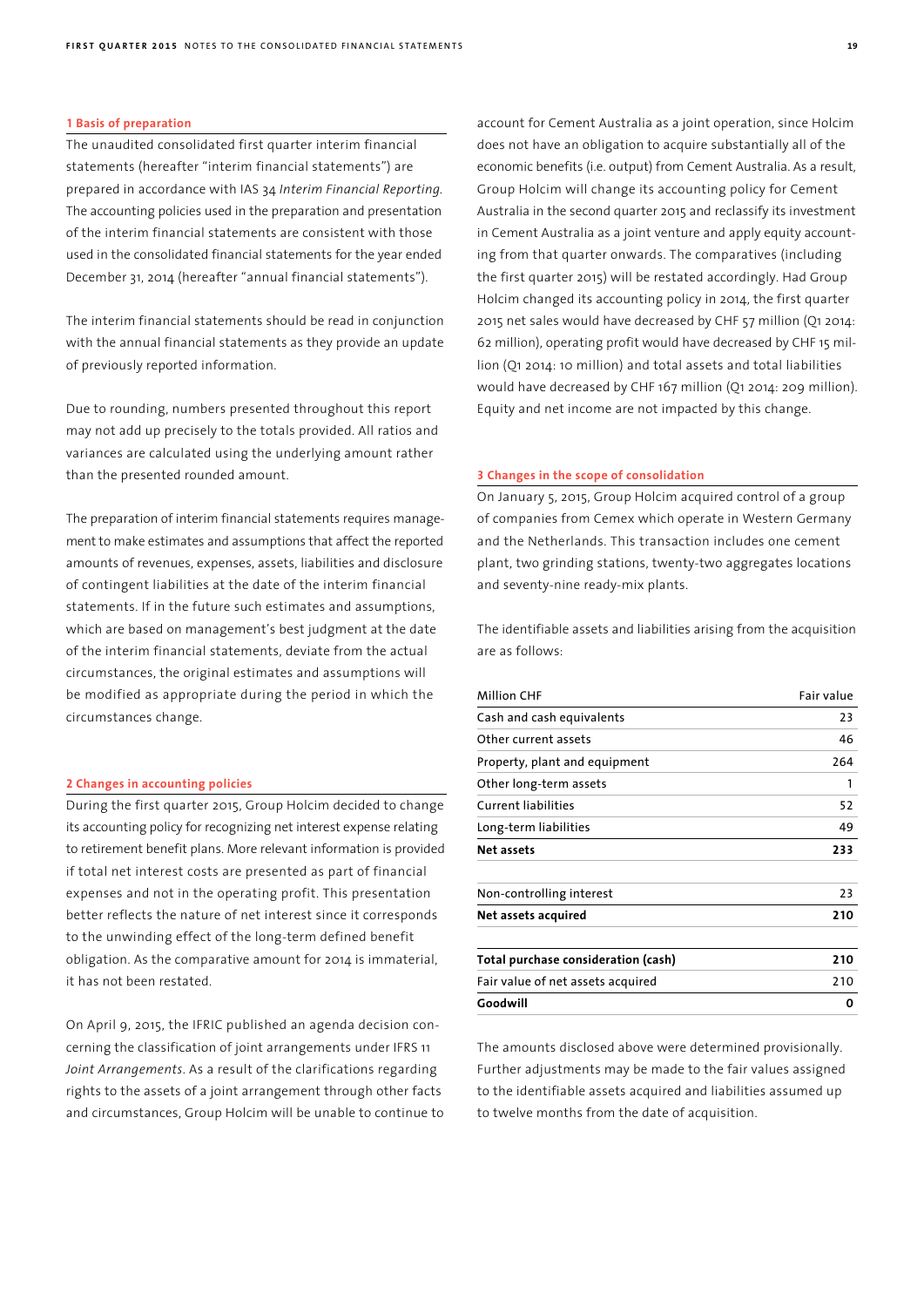## 1 Basis of preparation

The unaudited consolidated first quarter interim financial statements (hereafter "interim financial statements") are prepared in accordance with IAS 34 *Interim Financial Reporting*. The accounting policies used in the preparation and presentation of the interim financial statements are consistent with those used in the consolidated financial statements for the year ended December 31, 2014 (hereafter "annual financial statements").

The interim financial statements should be read in conjunction with the annual financial statements as they provide an update of previously reported information.

Due to rounding, numbers presented throughout this report may not add up precisely to the totals provided. All ratios and variances are calculated using the underlying amount rather than the presented rounded amount.

The preparation of interim financial statements requires management to make estimates and assumptions that affect the reported amounts of revenues, expenses, assets, liabilities and disclosure of contingent liabilities at the date of the interim financial statements. If in the future such estimates and assumptions, which are based on management's best judgment at the date of the interim financial statements, deviate from the actual circumstances, the original estimates and assumptions will be modified as appropriate during the period in which the circumstances change.

## 2 Changes in accounting policies

During the first quarter 2015, Group Holcim decided to change its accounting policy for recognizing net interest expense relating to retirement benefit plans. More relevant information is provided if total net interest costs are presented as part of financial expenses and not in the operating profit. This presentation better reflects the nature of net interest since it corresponds to the unwinding effect of the long-term defined benefit obligation. As the comparative amount for 2014 is immaterial, it has not been restated.

On April 9, 2015, the IFRIC published an agenda decision concerning the classification of joint arrangements under IFRS 11 *Joint Arrangements*. As a result of the clarifications regarding rights to the assets of a joint arrangement through other facts and circumstances, Group Holcim will be unable to continue to account for Cement Australia as a joint operation, since Holcim does not have an obligation to acquire substantially all of the economic benefits (i.e. output) from Cement Australia. As a result, Group Holcim will change its accounting policy for Cement Australia in the second quarter 2015 and reclassify its investment in Cement Australia as a joint venture and apply equity accounting from that quarter onwards. The comparatives (including the first quarter 2015) will be restated accordingly. Had Group Holcim changed its accounting policy in 2014, the first quarter 2015 net sales would have decreased by CHF 57 million (Q1 2014: 62 million), operating profit would have decreased by CHF 15 million (Q1 2014: 10 million) and total assets and total liabilities would have decreased by CHF 167 million (Q1 2014: 209 million). Equity and net income are not impacted by this change.

## 3 Changes in the scope of consolidation

On January 5, 2015, Group Holcim acquired control of a group of companies from Cemex which operate in Western Germany and the Netherlands. This transaction includes one cement plant, two grinding stations, twenty-two aggregates locations and seventy-nine ready-mix plants.

The identifiable assets and liabilities arising from the acquisition are as follows:

| Million CHF | Fair value |
|---|---|
| Cash and cash equivalents | 23 |
| Other current assets | 46 |
| Property, plant and equipment | 264 |
| Other long-term assets | 1 |
| Current liabilities | 52 |
| Long-term liabilities | 49 |
| **Net assets** | **233** |
| | |
| Non-controlling interest | 23 |
| **Net assets acquired** | **210** |
| | |
| **Total purchase consideration (cash)** | **210** |
| Fair value of net assets acquired | 210 |
| **Goodwill** | **0** |

The amounts disclosed above were determined provisionally. Further adjustments may be made to the fair values assigned to the identifiable assets acquired and liabilities assumed up to twelve months from the date of acquisition.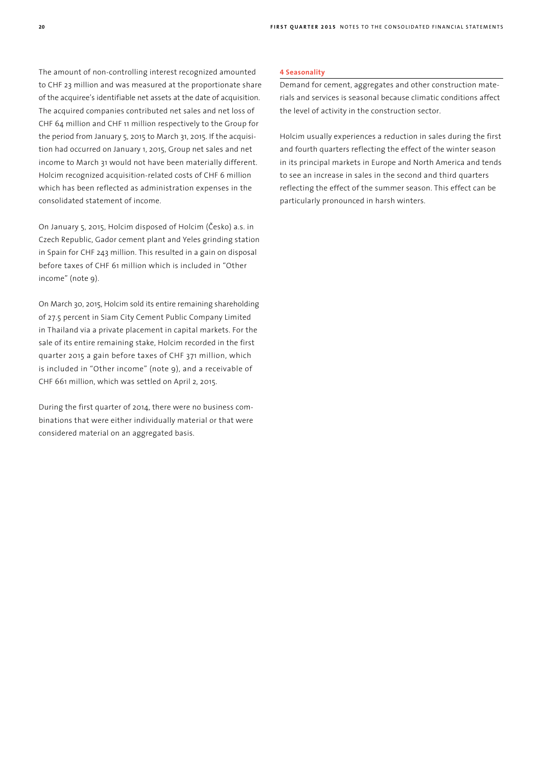The amount of non-controlling interest recognized amounted to CHF 23 million and was measured at the proportionate share of the acquiree's identifiable net assets at the date of acquisition. The acquired companies contributed net sales and net loss of CHF 64 million and CHF 11 million respectively to the Group for the period from January 5, 2015 to March 31, 2015. If the acquisition had occurred on January 1, 2015, Group net sales and net income to March 31 would not have been materially different. Holcim recognized acquisition-related costs of CHF 6 million which has been reflected as administration expenses in the consolidated statement of income.

On January 5, 2015, Holcim disposed of Holcim (Česko) a.s. in Czech Republic, Gador cement plant and Yeles grinding station in Spain for CHF 243 million. This resulted in a gain on disposal before taxes of CHF 61 million which is included in "Other income" (note 9).

On March 30, 2015, Holcim sold its entire remaining shareholding of 27.5 percent in Siam City Cement Public Company Limited in Thailand via a private placement in capital markets. For the sale of its entire remaining stake, Holcim recorded in the first quarter 2015 a gain before taxes of CHF 371 million, which is included in "Other income" (note 9), and a receivable of CHF 661 million, which was settled on April 2, 2015.

During the first quarter of 2014, there were no business combinations that were either individually material or that were considered material on an aggregated basis.

## 4 Seasonality

Demand for cement, aggregates and other construction materials and services is seasonal because climatic conditions affect the level of activity in the construction sector.

Holcim usually experiences a reduction in sales during the first and fourth quarters reflecting the effect of the winter season in its principal markets in Europe and North America and tends to see an increase in sales in the second and third quarters reflecting the effect of the summer season. This effect can be particularly pronounced in harsh winters.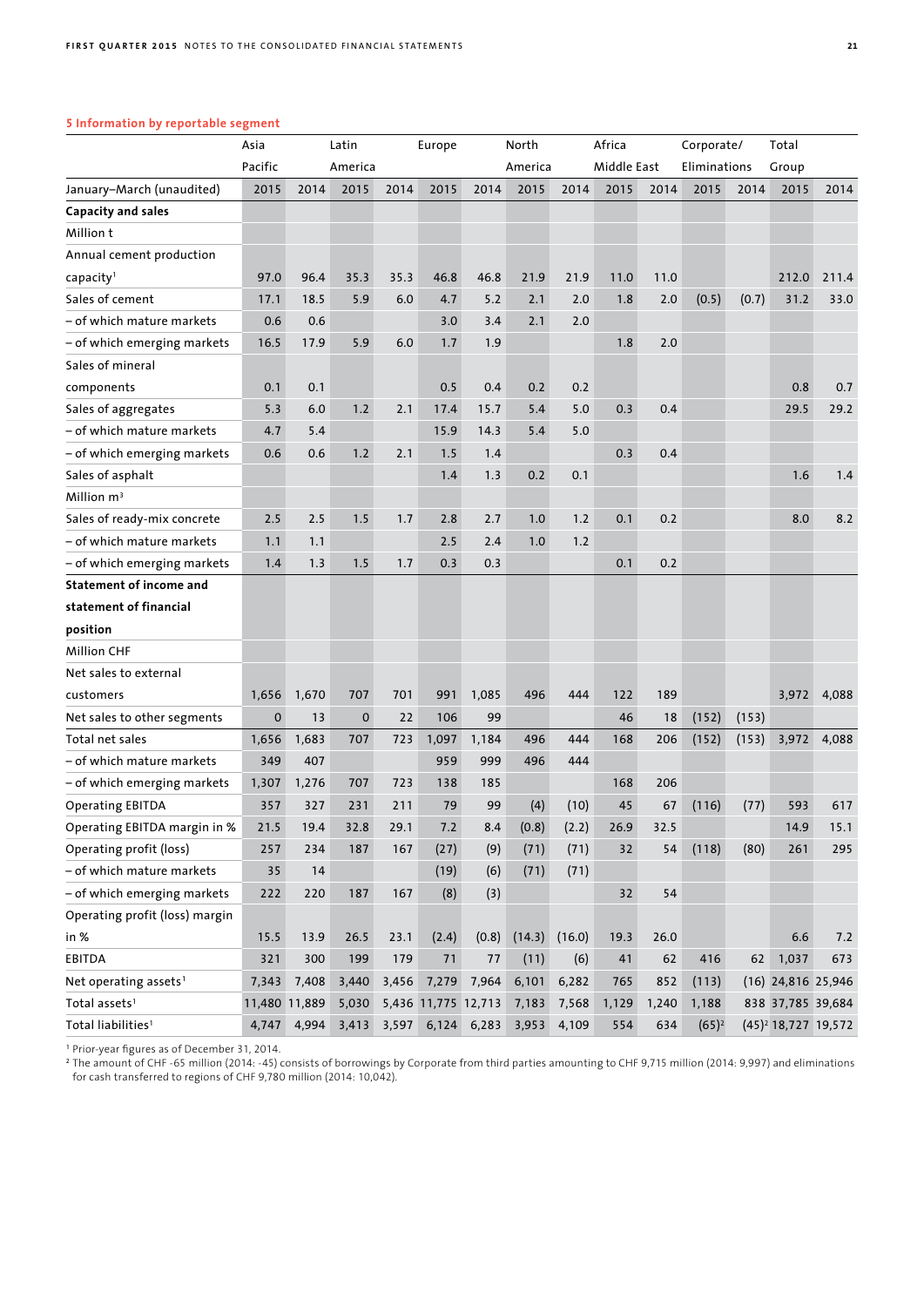## 5 Information by reportable segment

| | Asia Pacific | | Latin America | | Europe | | North America | | Africa Middle East | | Corporate/ Eliminations | | Total Group | |
|---|---|---|---|---|---|---|---|---|---|---|---|---|---|---|
| January–March (unaudited) | 2015 | 2014 | 2015 | 2014 | 2015 | 2014 | 2015 | 2014 | 2015 | 2014 | 2015 | 2014 | 2015 | 2014 |
| **Capacity and sales** | | | | | | | | | | | | | | |
| Million t | | | | | | | | | | | | | | |
| Annual cement production capacity[1] | 97.0 | 96.4 | 35.3 | 35.3 | 46.8 | 46.8 | 21.9 | 21.9 | 11.0 | 11.0 | | | 212.0 | 211.4 |
| Sales of cement | 17.1 | 18.5 | 5.9 | 6.0 | 4.7 | 5.2 | 2.1 | 2.0 | 1.8 | 2.0 | (0.5) | (0.7) | 31.2 | 33.0 |
| – of which mature markets | 0.6 | 0.6 | | | 3.0 | 3.4 | 2.1 | 2.0 | | | | | | |
| – of which emerging markets | 16.5 | 17.9 | 5.9 | 6.0 | 1.7 | 1.9 | | | 1.8 | 2.0 | | | | |
| Sales of mineral components | 0.1 | 0.1 | | | 0.5 | 0.4 | 0.2 | 0.2 | | | | | 0.8 | 0.7 |
| Sales of aggregates | 5.3 | 6.0 | 1.2 | 2.1 | 17.4 | 15.7 | 5.4 | 5.0 | 0.3 | 0.4 | | | 29.5 | 29.2 |
| – of which mature markets | 4.7 | 5.4 | | | 15.9 | 14.3 | 5.4 | 5.0 | | | | | | |
| – of which emerging markets | 0.6 | 0.6 | 1.2 | 2.1 | 1.5 | 1.4 | | | 0.3 | 0.4 | | | | |
| Sales of asphalt | | | | | 1.4 | 1.3 | 0.2 | 0.1 | | | | | 1.6 | 1.4 |
| Million m³ | | | | | | | | | | | | | | |
| Sales of ready-mix concrete | 2.5 | 2.5 | 1.5 | 1.7 | 2.8 | 2.7 | 1.0 | 1.2 | 0.1 | 0.2 | | | 8.0 | 8.2 |
| – of which mature markets | 1.1 | 1.1 | | | 2.5 | 2.4 | 1.0 | 1.2 | | | | | | |
| – of which emerging markets | 1.4 | 1.3 | 1.5 | 1.7 | 0.3 | 0.3 | | | 0.1 | 0.2 | | | | |
| **Statement of income and statement of financial position** | | | | | | | | | | | | | | |
| Million CHF | | | | | | | | | | | | | | |
| Net sales to external customers | 1,656 | 1,670 | 707 | 701 | 991 | 1,085 | 496 | 444 | 122 | 189 | | | 3,972 | 4,088 |
| Net sales to other segments | 0 | 13 | 0 | 22 | 106 | 99 | | | 46 | 18 | (152) | (153) | | |
| Total net sales | 1,656 | 1,683 | 707 | 723 | 1,097 | 1,184 | 496 | 444 | 168 | 206 | (152) | (153) | 3,972 | 4,088 |
| – of which mature markets | 349 | 407 | | | 959 | 999 | 496 | 444 | | | | | | |
| – of which emerging markets | 1,307 | 1,276 | 707 | 723 | 138 | 185 | | | 168 | 206 | | | | |
| Operating EBITDA | 357 | 327 | 231 | 211 | 79 | 99 | (4) | (10) | 45 | 67 | (116) | (77) | 593 | 617 |
| Operating EBITDA margin in % | 21.5 | 19.4 | 32.8 | 29.1 | 7.2 | 8.4 | (0.8) | (2.2) | 26.9 | 32.5 | | | 14.9 | 15.1 |
| Operating profit (loss) | 257 | 234 | 187 | 167 | (27) | (9) | (71) | (71) | 32 | 54 | (118) | (80) | 261 | 295 |
| – of which mature markets | 35 | 14 | | | (19) | (6) | (71) | (71) | | | | | | |
| – of which emerging markets | 222 | 220 | 187 | 167 | (8) | (3) | | | 32 | 54 | | | | |
| Operating profit (loss) margin in % | 15.5 | 13.9 | 26.5 | 23.1 | (2.4) | (0.8) | (14.3) | (16.0) | 19.3 | 26.0 | | | 6.6 | 7.2 |
| EBITDA | 321 | 300 | 199 | 179 | 71 | 77 | (11) | (6) | 41 | 62 | 416 | 62 | 1,037 | 673 |
| Net operating assets[1] | 7,343 | 7,408 | 3,440 | 3,456 | 7,279 | 7,964 | 6,101 | 6,282 | 765 | 852 | (113) | (16) | 24,816 | 25,946 |
| Total assets[1] | 11,480 | 11,889 | 5,030 | 5,436 | 11,775 | 12,713 | 7,183 | 7,568 | 1,129 | 1,240 | 1,188 | 838 | 37,785 | 39,684 |
| Total liabilities[1] | 4,747 | 4,994 | 3,413 | 3,597 | 6,124 | 6,283 | 3,953 | 4,109 | 554 | 634 | (65)[2] | (45)[2] | 18,727 | 19,572 |

[1] Prior-year figures as of December 31, 2014.

[2] The amount of CHF -65 million (2014: -45) consists of borrowings by Corporate from third parties amounting to CHF 9,715 million (2014: 9,997) and eliminations for cash transferred to regions of CHF 9,780 million (2014: 10,042).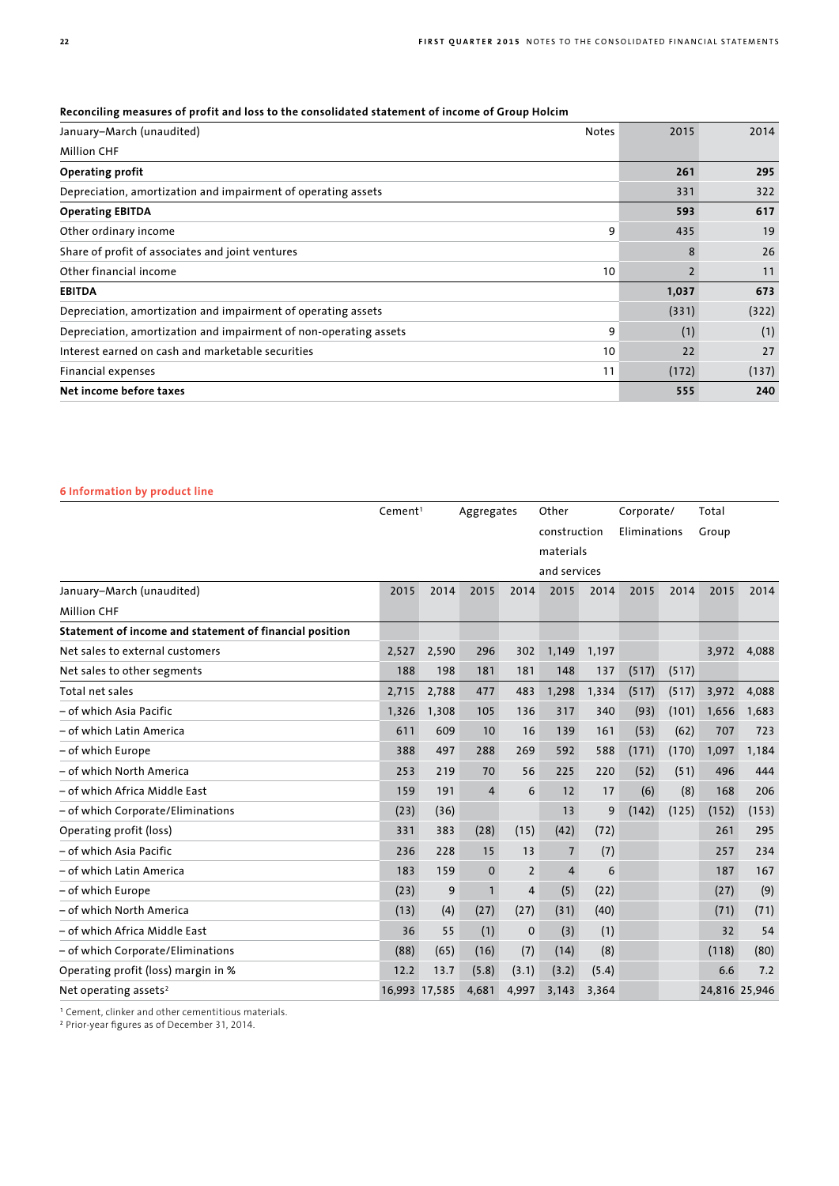**Reconciling measures of profit and loss to the consolidated statement of income of Group Holcim**

| January–March (unaudited) | Notes | 2015 | 2014 |
|---|---|---|---|
| Million CHF | | | |
| **Operating profit** | | **261** | **295** |
| Depreciation, amortization and impairment of operating assets | | 331 | 322 |
| **Operating EBITDA** | | **593** | **617** |
| Other ordinary income | 9 | 435 | 19 |
| Share of profit of associates and joint ventures | | 8 | 26 |
| Other financial income | 10 | 2 | 11 |
| **EBITDA** | | **1,037** | **673** |
| Depreciation, amortization and impairment of operating assets | | (331) | (322) |
| Depreciation, amortization and impairment of non-operating assets | 9 | (1) | (1) |
| Interest earned on cash and marketable securities | 10 | 22 | 27 |
| Financial expenses | 11 | (172) | (137) |
| **Net income before taxes** | | **555** | **240** |

## 6 Information by product line

| | Cement[1] | | Aggregates | | Other construction materials and services | | Corporate/ Eliminations | | Total Group | |
|---|---|---|---|---|---|---|---|---|---|---|
| January–March (unaudited) | 2015 | 2014 | 2015 | 2014 | 2015 | 2014 | 2015 | 2014 | 2015 | 2014 |
| Million CHF | | | | | | | | | | |
| **Statement of income and statement of financial position** | | | | | | | | | | |
| Net sales to external customers | 2,527 | 2,590 | 296 | 302 | 1,149 | 1,197 | | | 3,972 | 4,088 |
| Net sales to other segments | 188 | 198 | 181 | 181 | 148 | 137 | (517) | (517) | | |
| Total net sales | 2,715 | 2,788 | 477 | 483 | 1,298 | 1,334 | (517) | (517) | 3,972 | 4,088 |
| – of which Asia Pacific | 1,326 | 1,308 | 105 | 136 | 317 | 340 | (93) | (101) | 1,656 | 1,683 |
| – of which Latin America | 611 | 609 | 10 | 16 | 139 | 161 | (53) | (62) | 707 | 723 |
| – of which Europe | 388 | 497 | 288 | 269 | 592 | 588 | (171) | (170) | 1,097 | 1,184 |
| – of which North America | 253 | 219 | 70 | 56 | 225 | 220 | (52) | (51) | 496 | 444 |
| – of which Africa Middle East | 159 | 191 | 4 | 6 | 12 | 17 | (6) | (8) | 168 | 206 |
| – of which Corporate/Eliminations | (23) | (36) | | | 13 | 9 | (142) | (125) | (152) | (153) |
| Operating profit (loss) | 331 | 383 | (28) | (15) | (42) | (72) | | | 261 | 295 |
| – of which Asia Pacific | 236 | 228 | 15 | 13 | 7 | (7) | | | 257 | 234 |
| – of which Latin America | 183 | 159 | 0 | 2 | 4 | 6 | | | 187 | 167 |
| – of which Europe | (23) | 9 | 1 | 4 | (5) | (22) | | | (27) | (9) |
| – of which North America | (13) | (4) | (27) | (27) | (31) | (40) | | | (71) | (71) |
| – of which Africa Middle East | 36 | 55 | (1) | 0 | (3) | (1) | | | 32 | 54 |
| – of which Corporate/Eliminations | (88) | (65) | (16) | (7) | (14) | (8) | | | (118) | (80) |
| Operating profit (loss) margin in % | 12.2 | 13.7 | (5.8) | (3.1) | (3.2) | (5.4) | | | 6.6 | 7.2 |
| Net operating assets[2] | 16,993 | 17,585 | 4,681 | 4,997 | 3,143 | 3,364 | | | 24,816 | 25,946 |

[1] Cement, clinker and other cementitious materials.
[2] Prior-year figures as of December 31, 2014.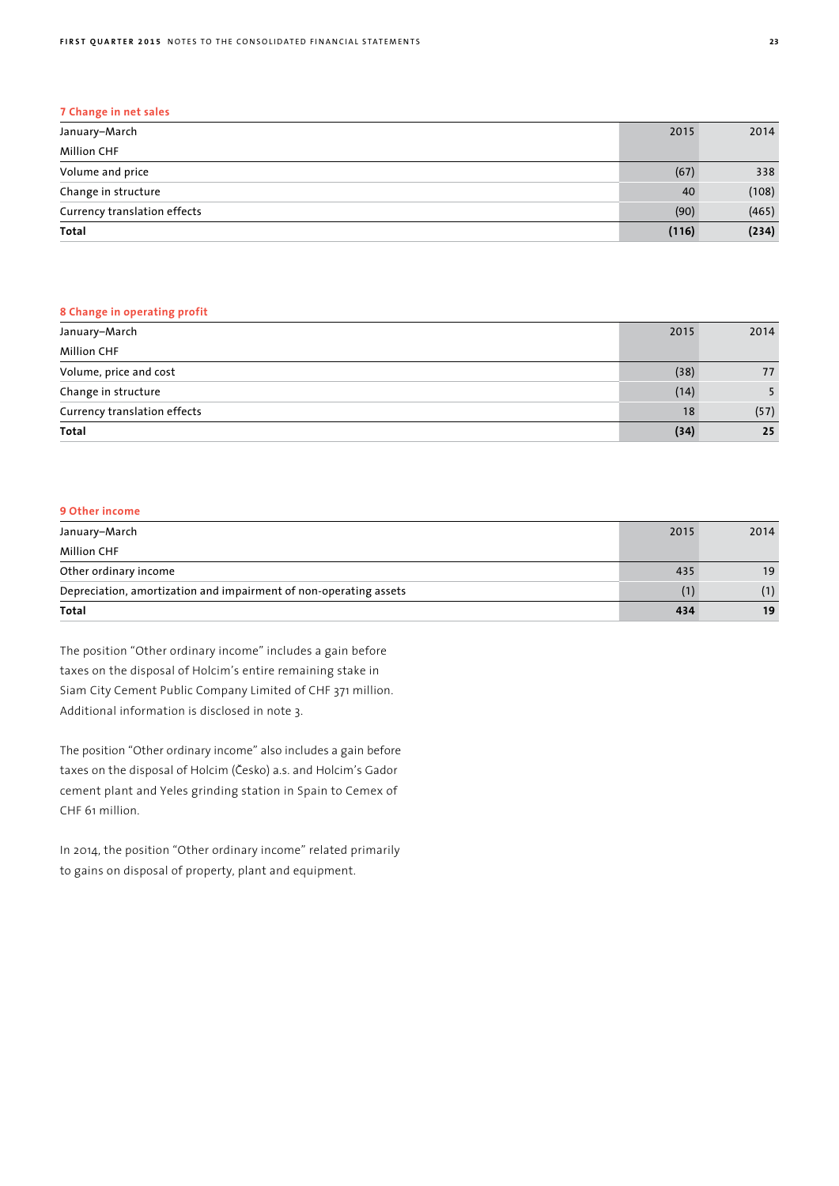## 7 Change in net sales

| January–March<br>Million CHF | 2015 | 2014 |
|---|---|---|
| Volume and price | (67) | 338 |
| Change in structure | 40 | (108) |
| Currency translation effects | (90) | (465) |
| **Total** | **(116)** | **(234)** |

## 8 Change in operating profit

| January–March<br>Million CHF | 2015 | 2014 |
|---|---|---|
| Volume, price and cost | (38) | 77 |
| Change in structure | (14) | 5 |
| Currency translation effects | 18 | (57) |
| **Total** | **(34)** | **25** |

## 9 Other income

| January–March<br>Million CHF | 2015 | 2014 |
|---|---|---|
| Other ordinary income | 435 | 19 |
| Depreciation, amortization and impairment of non-operating assets | (1) | (1) |
| **Total** | **434** | **19** |

The position "Other ordinary income" includes a gain before taxes on the disposal of Holcim's entire remaining stake in Siam City Cement Public Company Limited of CHF 371 million. Additional information is disclosed in note 3.

The position "Other ordinary income" also includes a gain before taxes on the disposal of Holcim (Česko) a.s. and Holcim's Gador cement plant and Yeles grinding station in Spain to Cemex of CHF 61 million.

In 2014, the position "Other ordinary income" related primarily to gains on disposal of property, plant and equipment.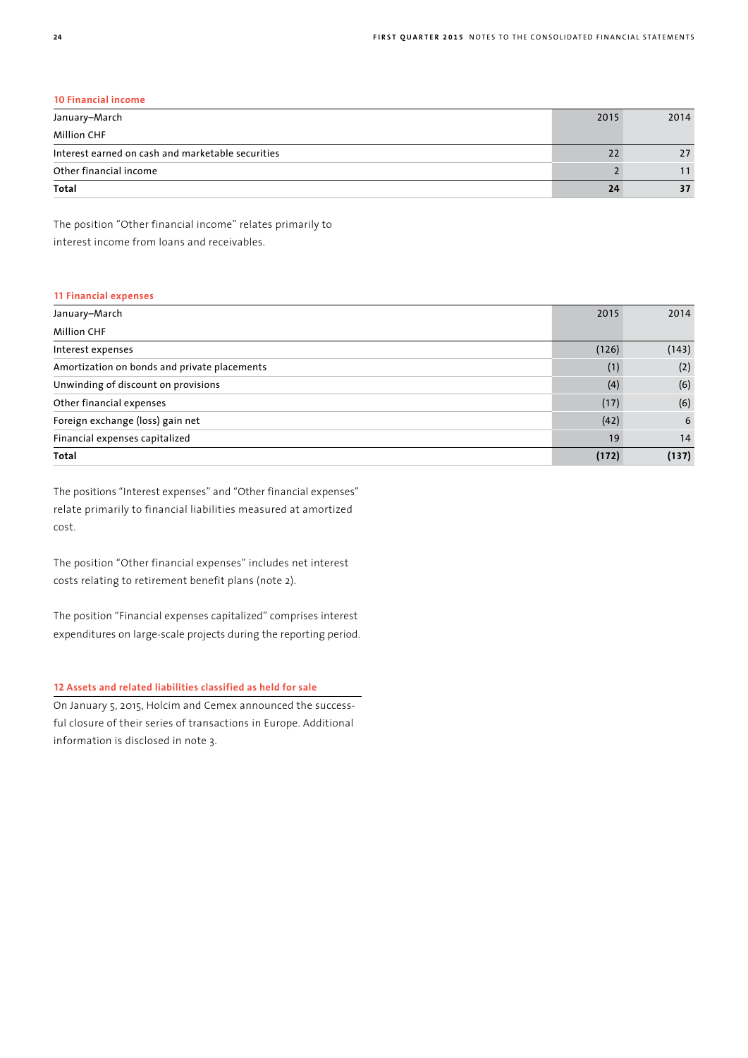## 10 Financial income

| January–March<br>Million CHF | 2015 | 2014 |
|---|---|---|
| Interest earned on cash and marketable securities | 22 | 27 |
| Other financial income | 2 | 11 |
| **Total** | **24** | **37** |

The position "Other financial income" relates primarily to interest income from loans and receivables.

## 11 Financial expenses

| January–March<br>Million CHF | 2015 | 2014 |
|---|---|---|
| Interest expenses | (126) | (143) |
| Amortization on bonds and private placements | (1) | (2) |
| Unwinding of discount on provisions | (4) | (6) |
| Other financial expenses | (17) | (6) |
| Foreign exchange (loss) gain net | (42) | 6 |
| Financial expenses capitalized | 19 | 14 |
| **Total** | **(172)** | **(137)** |

The positions "Interest expenses" and "Other financial expenses" relate primarily to financial liabilities measured at amortized cost.

The position "Other financial expenses" includes net interest costs relating to retirement benefit plans (note 2).

The position "Financial expenses capitalized" comprises interest expenditures on large-scale projects during the reporting period.

## 12 Assets and related liabilities classified as held for sale

On January 5, 2015, Holcim and Cemex announced the successful closure of their series of transactions in Europe. Additional information is disclosed in note 3.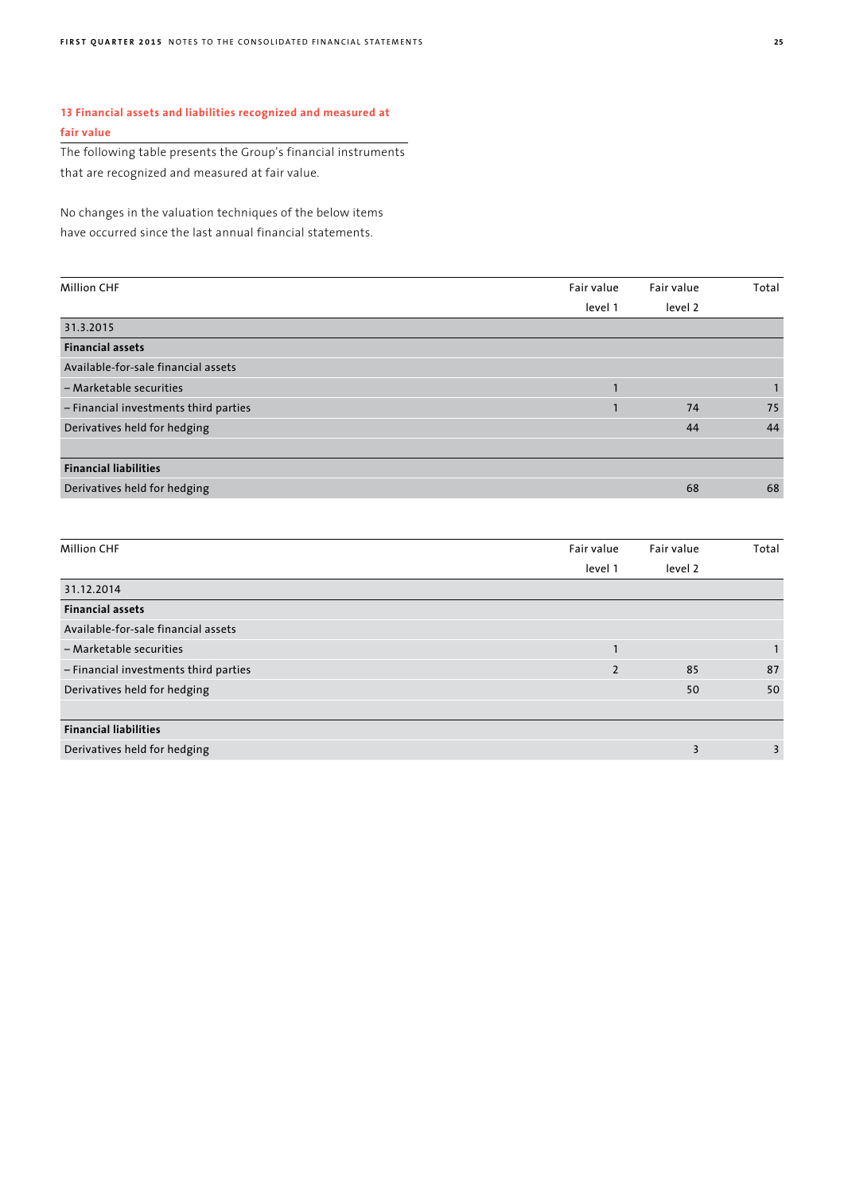## 13 Financial assets and liabilities recognized and measured at fair value

The following table presents the Group's financial instruments that are recognized and measured at fair value.

No changes in the valuation techniques of the below items have occurred since the last annual financial statements.

| Million CHF | Fair value level 1 | Fair value level 2 | Total |
|---|---|---|---|
| 31.3.2015 | | | |
| **Financial assets** | | | |
| Available-for-sale financial assets | | | |
| – Marketable securities | 1 | | 1 |
| – Financial investments third parties | 1 | 74 | 75 |
| Derivatives held for hedging | | 44 | 44 |
| | | | |
| **Financial liabilities** | | | |
| Derivatives held for hedging | | 68 | 68 |

| Million CHF | Fair value level 1 | Fair value level 2 | Total |
|---|---|---|---|
| 31.12.2014 | | | |
| **Financial assets** | | | |
| Available-for-sale financial assets | | | |
| – Marketable securities | 1 | | 1 |
| – Financial investments third parties | 2 | 85 | 87 |
| Derivatives held for hedging | | 50 | 50 |
| | | | |
| **Financial liabilities** | | | |
| Derivatives held for hedging | | 3 | 3 |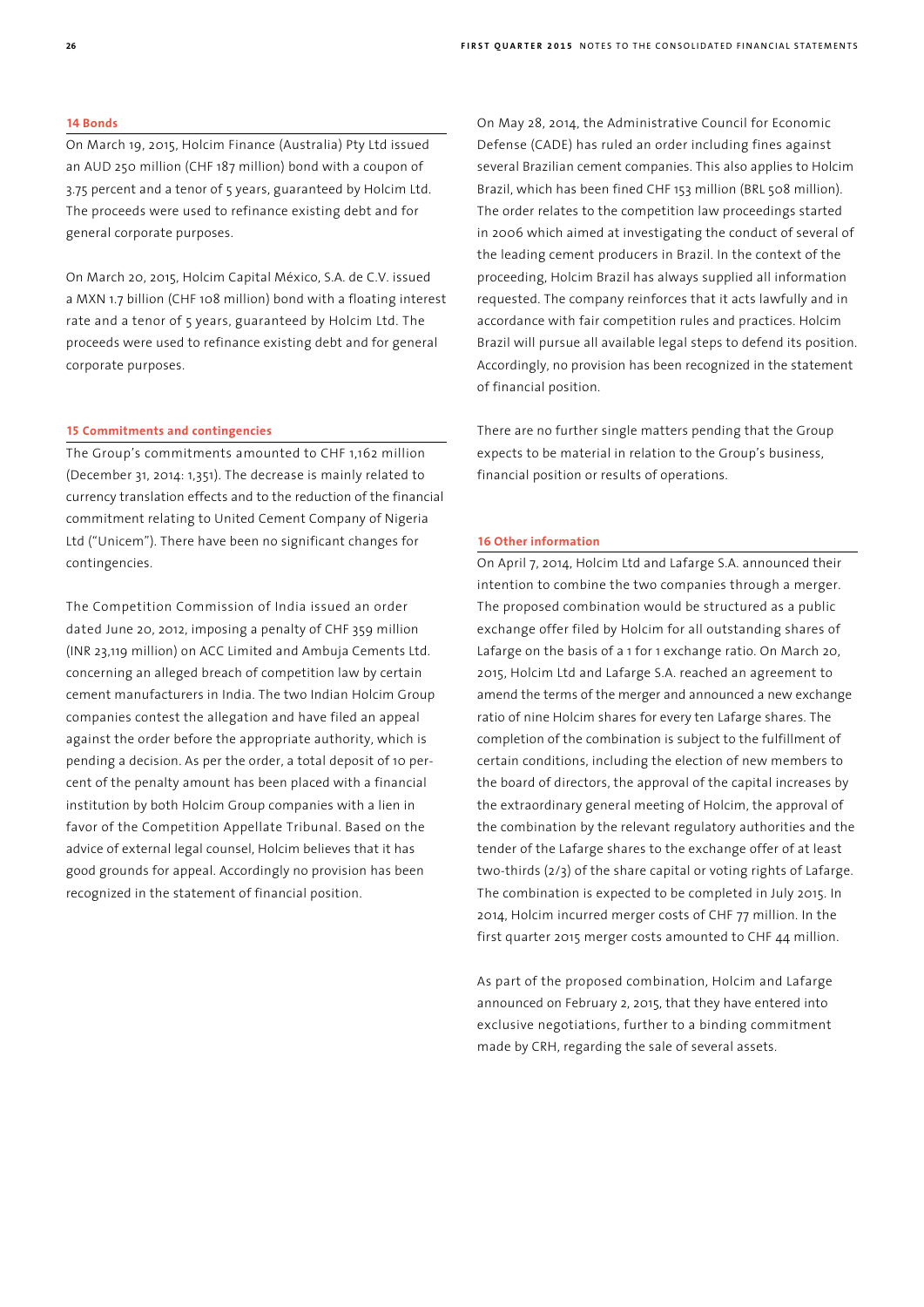## 14 Bonds

On March 19, 2015, Holcim Finance (Australia) Pty Ltd issued an AUD 250 million (CHF 187 million) bond with a coupon of 3.75 percent and a tenor of 5 years, guaranteed by Holcim Ltd. The proceeds were used to refinance existing debt and for general corporate purposes.

On March 20, 2015, Holcim Capital México, S.A. de C.V. issued a MXN 1.7 billion (CHF 108 million) bond with a floating interest rate and a tenor of 5 years, guaranteed by Holcim Ltd. The proceeds were used to refinance existing debt and for general corporate purposes.

## 15 Commitments and contingencies

The Group's commitments amounted to CHF 1,162 million (December 31, 2014: 1,351). The decrease is mainly related to currency translation effects and to the reduction of the financial commitment relating to United Cement Company of Nigeria Ltd ("Unicem"). There have been no significant changes for contingencies.

The Competition Commission of India issued an order dated June 20, 2012, imposing a penalty of CHF 359 million (INR 23,119 million) on ACC Limited and Ambuja Cements Ltd. concerning an alleged breach of competition law by certain cement manufacturers in India. The two Indian Holcim Group companies contest the allegation and have filed an appeal against the order before the appropriate authority, which is pending a decision. As per the order, a total deposit of 10 percent of the penalty amount has been placed with a financial institution by both Holcim Group companies with a lien in favor of the Competition Appellate Tribunal. Based on the advice of external legal counsel, Holcim believes that it has good grounds for appeal. Accordingly no provision has been recognized in the statement of financial position.

On May 28, 2014, the Administrative Council for Economic Defense (CADE) has ruled an order including fines against several Brazilian cement companies. This also applies to Holcim Brazil, which has been fined CHF 153 million (BRL 508 million). The order relates to the competition law proceedings started in 2006 which aimed at investigating the conduct of several of the leading cement producers in Brazil. In the context of the proceeding, Holcim Brazil has always supplied all information requested. The company reinforces that it acts lawfully and in accordance with fair competition rules and practices. Holcim Brazil will pursue all available legal steps to defend its position. Accordingly, no provision has been recognized in the statement of financial position.

There are no further single matters pending that the Group expects to be material in relation to the Group's business, financial position or results of operations.

## 16 Other information

On April 7, 2014, Holcim Ltd and Lafarge S.A. announced their intention to combine the two companies through a merger. The proposed combination would be structured as a public exchange offer filed by Holcim for all outstanding shares of Lafarge on the basis of a 1 for 1 exchange ratio. On March 20, 2015, Holcim Ltd and Lafarge S.A. reached an agreement to amend the terms of the merger and announced a new exchange ratio of nine Holcim shares for every ten Lafarge shares. The completion of the combination is subject to the fulfillment of certain conditions, including the election of new members to the board of directors, the approval of the capital increases by the extraordinary general meeting of Holcim, the approval of the combination by the relevant regulatory authorities and the tender of the Lafarge shares to the exchange offer of at least two-thirds (2/3) of the share capital or voting rights of Lafarge. The combination is expected to be completed in July 2015. In 2014, Holcim incurred merger costs of CHF 77 million. In the first quarter 2015 merger costs amounted to CHF 44 million.

As part of the proposed combination, Holcim and Lafarge announced on February 2, 2015, that they have entered into exclusive negotiations, further to a binding commitment made by CRH, regarding the sale of several assets.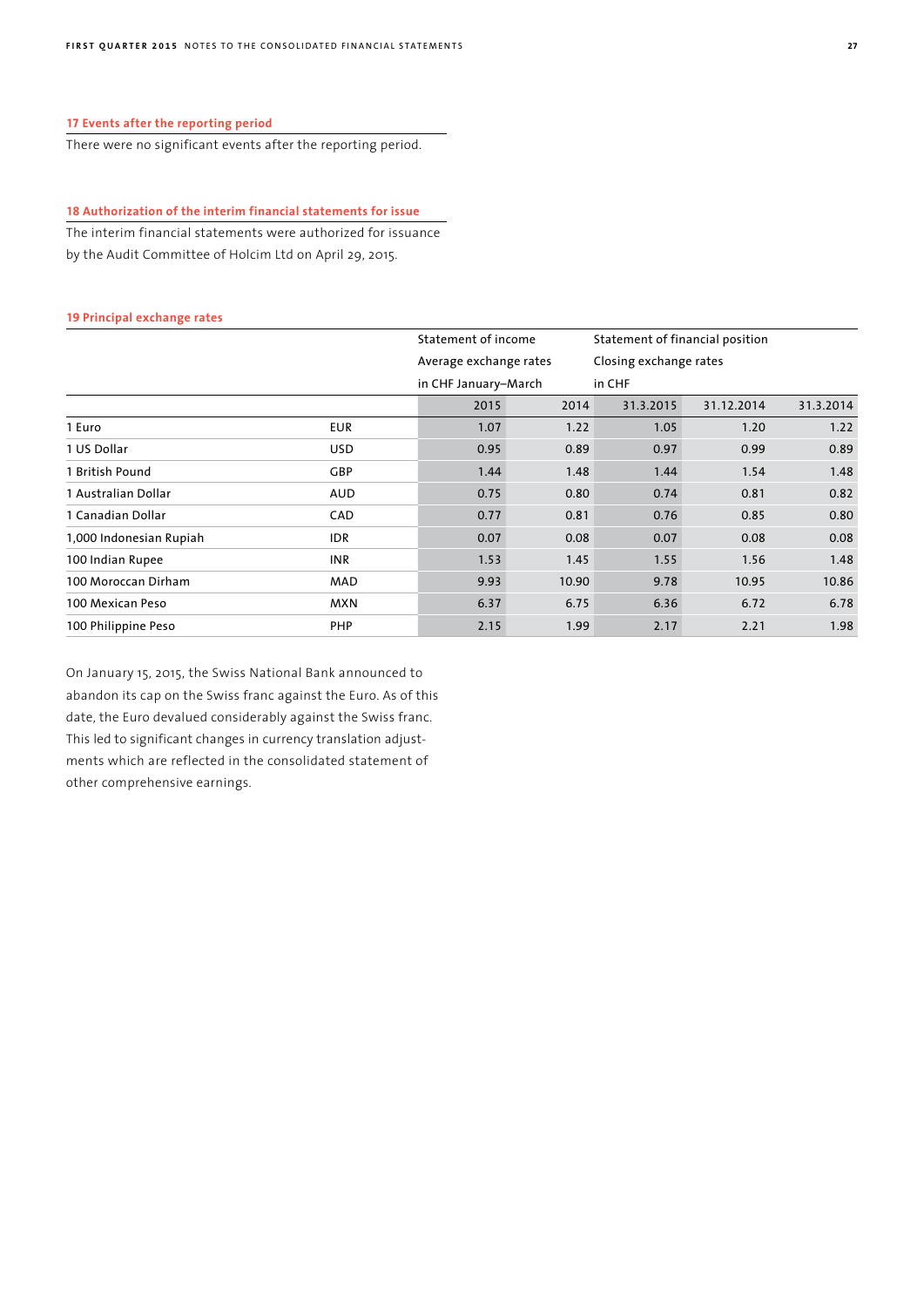## 17 Events after the reporting period

There were no significant events after the reporting period.

## 18 Authorization of the interim financial statements for issue

The interim financial statements were authorized for issuance by the Audit Committee of Holcim Ltd on April 29, 2015.

## 19 Principal exchange rates

| | | Statement of income Average exchange rates in CHF January–March | | Statement of financial position Closing exchange rates in CHF | | |
|---|---|---|---|---|---|---|
| | | 2015 | 2014 | 31.3.2015 | 31.12.2014 | 31.3.2014 |
| 1 Euro | EUR | 1.07 | 1.22 | 1.05 | 1.20 | 1.22 |
| 1 US Dollar | USD | 0.95 | 0.89 | 0.97 | 0.99 | 0.89 |
| 1 British Pound | GBP | 1.44 | 1.48 | 1.44 | 1.54 | 1.48 |
| 1 Australian Dollar | AUD | 0.75 | 0.80 | 0.74 | 0.81 | 0.82 |
| 1 Canadian Dollar | CAD | 0.77 | 0.81 | 0.76 | 0.85 | 0.80 |
| 1,000 Indonesian Rupiah | IDR | 0.07 | 0.08 | 0.07 | 0.08 | 0.08 |
| 100 Indian Rupee | INR | 1.53 | 1.45 | 1.55 | 1.56 | 1.48 |
| 100 Moroccan Dirham | MAD | 9.93 | 10.90 | 9.78 | 10.95 | 10.86 |
| 100 Mexican Peso | MXN | 6.37 | 6.75 | 6.36 | 6.72 | 6.78 |
| 100 Philippine Peso | PHP | 2.15 | 1.99 | 2.17 | 2.21 | 1.98 |

On January 15, 2015, the Swiss National Bank announced to abandon its cap on the Swiss franc against the Euro. As of this date, the Euro devalued considerably against the Swiss franc. This led to significant changes in currency translation adjustments which are reflected in the consolidated statement of other comprehensive earnings.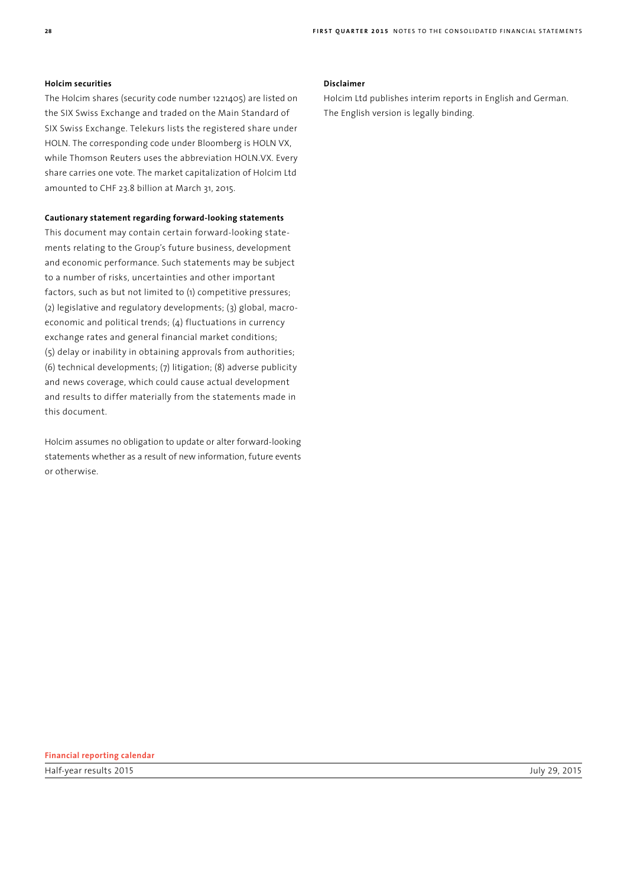**Holcim securities**

The Holcim shares (security code number 1221405) are listed on the SIX Swiss Exchange and traded on the Main Standard of SIX Swiss Exchange. Telekurs lists the registered share under HOLN. The corresponding code under Bloomberg is HOLN VX, while Thomson Reuters uses the abbreviation HOLN.VX. Every share carries one vote. The market capitalization of Holcim Ltd amounted to CHF 23.8 billion at March 31, 2015.

**Cautionary statement regarding forward-looking statements**

This document may contain certain forward-looking statements relating to the Group's future business, development and economic performance. Such statements may be subject to a number of risks, uncertainties and other important factors, such as but not limited to (1) competitive pressures; (2) legislative and regulatory developments; (3) global, macroeconomic and political trends; (4) fluctuations in currency exchange rates and general financial market conditions; (5) delay or inability in obtaining approvals from authorities; (6) technical developments; (7) litigation; (8) adverse publicity and news coverage, which could cause actual development and results to differ materially from the statements made in this document.

Holcim assumes no obligation to update or alter forward-looking statements whether as a result of new information, future events or otherwise.

**Disclaimer**

Holcim Ltd publishes interim reports in English and German. The English version is legally binding.

**Financial reporting calendar**

| | |
|---|---|
| Half-year results 2015 | July 29, 2015 |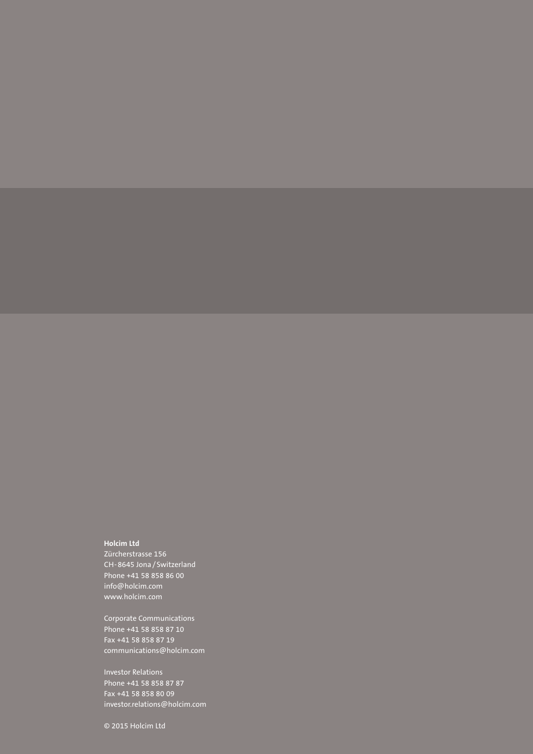**Holcim Ltd**
Zürcherstrasse 156
CH-8645 Jona / Switzerland
Phone +41 58 858 86 00
info@holcim.com
www.holcim.com

Corporate Communications
Phone +41 58 858 87 10
Fax +41 58 858 87 19
communications@holcim.com

Investor Relations
Phone +41 58 858 87 87
Fax +41 58 858 80 09
investor.relations@holcim.com

© 2015 Holcim Ltd